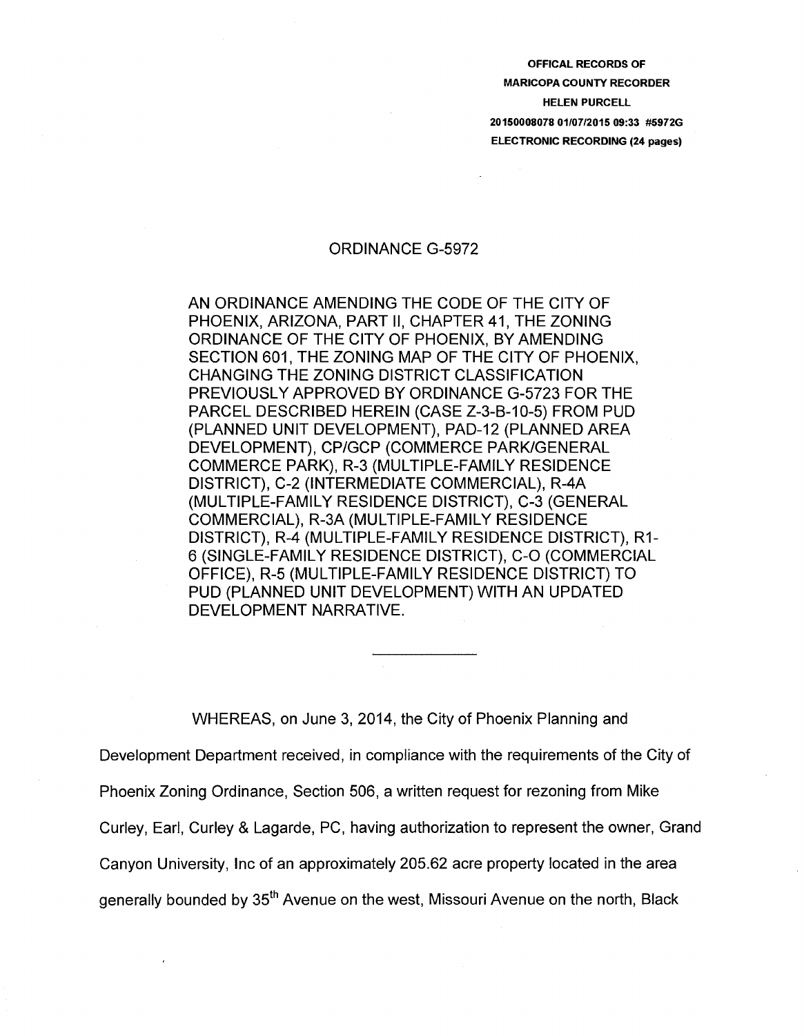OFFICAL RECORDS OF
MARICOPA COUNTY RECORDER
HELEN PURCELL
20150008078 01/07/2015 09:33 #5972G
ELECTRONIC RECORDING (24 pages)

# ORDINANCE G-5972

AN ORDINANCE AMENDING THE CODE OF THE CITY OF PHOENIX, ARIZONA, PART II, CHAPTER 41, THE ZONING ORDINANCE OF THE CITY OF PHOENIX, BY AMENDING SECTION 601, THE ZONING MAP OF THE CITY OF PHOENIX, CHANGING THE ZONING DISTRICT CLASSIFICATION PREVIOUSLY APPROVED BY ORDINANCE G-5723 FOR THE PARCEL DESCRIBED HEREIN (CASE Z-3-B-10-5) FROM PUD (PLANNED UNIT DEVELOPMENT), PAD-12 (PLANNED AREA DEVELOPMENT), CP/GCP (COMMERCE PARK/GENERAL COMMERCE PARK), R-3 (MULTIPLE-FAMILY RESIDENCE DISTRICT), C-2 (INTERMEDIATE COMMERCIAL), R-4A (MULTIPLE-FAMILY RESIDENCE DISTRICT), C-3 (GENERAL COMMERCIAL), R-3A (MULTIPLE-FAMILY RESIDENCE DISTRICT), R-4 (MULTIPLE-FAMILY RESIDENCE DISTRICT), R1-6 (SINGLE-FAMILY RESIDENCE DISTRICT), C-O (COMMERCIAL OFFICE), R-5 (MULTIPLE-FAMILY RESIDENCE DISTRICT) TO PUD (PLANNED UNIT DEVELOPMENT) WITH AN UPDATED DEVELOPMENT NARRATIVE.

---

WHEREAS, on June 3, 2014, the City of Phoenix Planning and Development Department received, in compliance with the requirements of the City of Phoenix Zoning Ordinance, Section 506, a written request for rezoning from Mike Curley, Earl, Curley & Lagarde, PC, having authorization to represent the owner, Grand Canyon University, Inc of an approximately 205.62 acre property located in the area generally bounded by 35th Avenue on the west, Missouri Avenue on the north, Black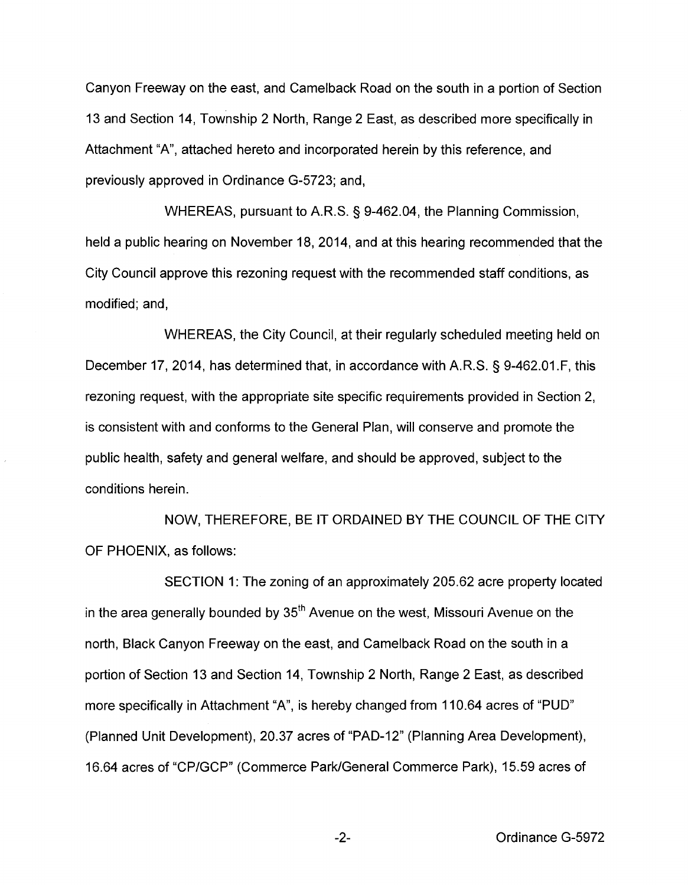Canyon Freeway on the east, and Camelback Road on the south in a portion of Section 13 and Section 14, Township 2 North, Range 2 East, as described more specifically in Attachment "A", attached hereto and incorporated herein by this reference, and previously approved in Ordinance G-5723; and,

WHEREAS, pursuant to A.R.S. § 9-462.04, the Planning Commission, held a public hearing on November 18, 2014, and at this hearing recommended that the City Council approve this rezoning request with the recommended staff conditions, as modified; and,

WHEREAS, the City Council, at their regularly scheduled meeting held on December 17, 2014, has determined that, in accordance with A.R.S. § 9-462.01.F, this rezoning request, with the appropriate site specific requirements provided in Section 2, is consistent with and conforms to the General Plan, will conserve and promote the public health, safety and general welfare, and should be approved, subject to the conditions herein.

NOW, THEREFORE, BE IT ORDAINED BY THE COUNCIL OF THE CITY OF PHOENIX, as follows:

SECTION 1: The zoning of an approximately 205.62 acre property located in the area generally bounded by 35th Avenue on the west, Missouri Avenue on the north, Black Canyon Freeway on the east, and Camelback Road on the south in a portion of Section 13 and Section 14, Township 2 North, Range 2 East, as described more specifically in Attachment "A", is hereby changed from 110.64 acres of "PUD" (Planned Unit Development), 20.37 acres of "PAD-12" (Planning Area Development), 16.64 acres of "CP/GCP" (Commerce Park/General Commerce Park), 15.59 acres of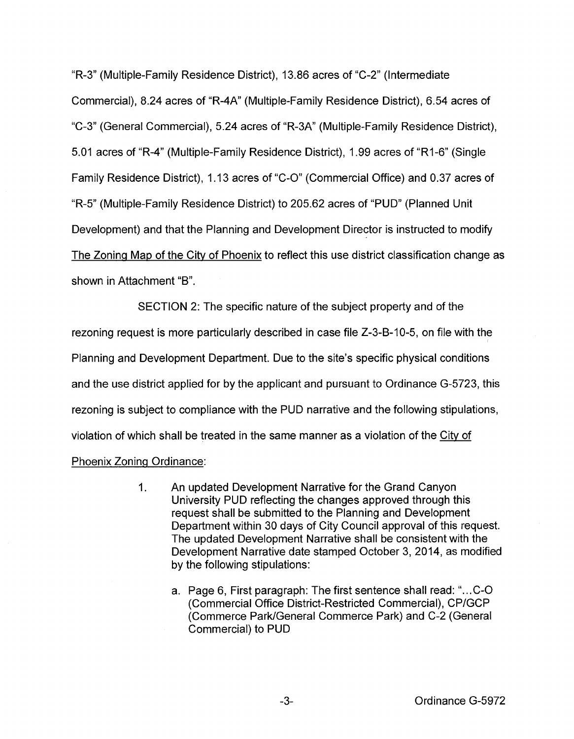"R-3" (Multiple-Family Residence District), 13.86 acres of "C-2" (Intermediate Commercial), 8.24 acres of "R-4A" (Multiple-Family Residence District), 6.54 acres of "C-3" (General Commercial), 5.24 acres of "R-3A" (Multiple-Family Residence District), 5.01 acres of "R-4" (Multiple-Family Residence District), 1.99 acres of "R1-6" (Single Family Residence District), 1.13 acres of "C-O" (Commercial Office) and 0.37 acres of "R-5" (Multiple-Family Residence District) to 205.62 acres of "PUD" (Planned Unit Development) and that the Planning and Development Director is instructed to modify The Zoning Map of the City of Phoenix to reflect this use district classification change as shown in Attachment "B".

SECTION 2: The specific nature of the subject property and of the rezoning request is more particularly described in case file Z-3-B-10-5, on file with the Planning and Development Department. Due to the site's specific physical conditions and the use district applied for by the applicant and pursuant to Ordinance G-5723, this rezoning is subject to compliance with the PUD narrative and the following stipulations, violation of which shall be treated in the same manner as a violation of the City of Phoenix Zoning Ordinance:

1. An updated Development Narrative for the Grand Canyon University PUD reflecting the changes approved through this request shall be submitted to the Planning and Development Department within 30 days of City Council approval of this request. The updated Development Narrative shall be consistent with the Development Narrative date stamped October 3, 2014, as modified by the following stipulations:

   a. Page 6, First paragraph: The first sentence shall read: "...C-O (Commercial Office District-Restricted Commercial), CP/GCP (Commerce Park/General Commerce Park) and C-2 (General Commercial) to PUD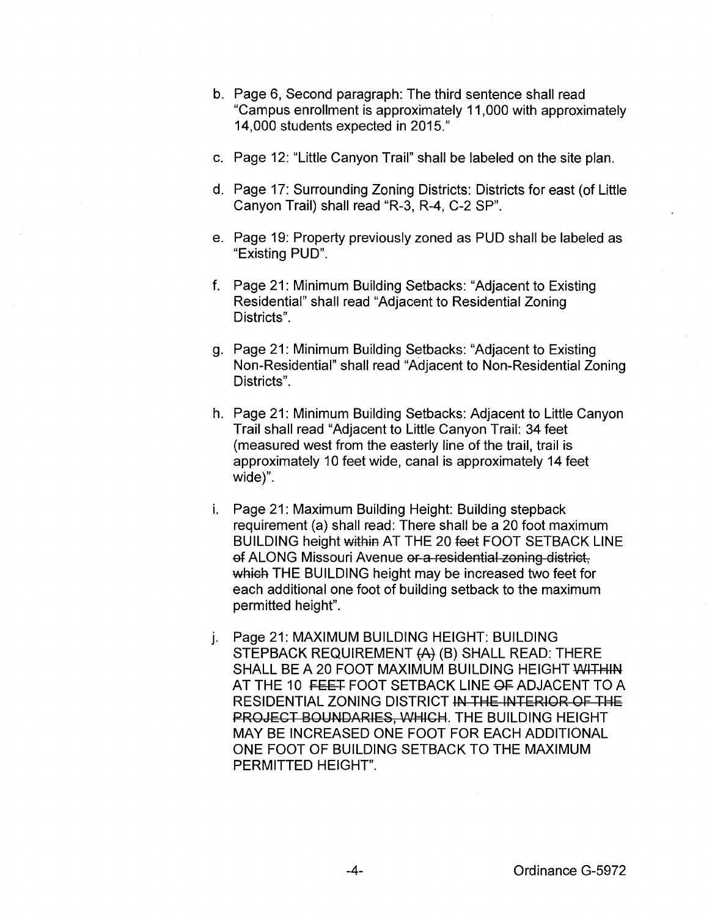b. Page 6, Second paragraph: The third sentence shall read "Campus enrollment is approximately 11,000 with approximately 14,000 students expected in 2015."

c. Page 12: "Little Canyon Trail" shall be labeled on the site plan.

d. Page 17: Surrounding Zoning Districts: Districts for east (of Little Canyon Trail) shall read "R-3, R-4, C-2 SP".

e. Page 19: Property previously zoned as PUD shall be labeled as "Existing PUD".

f. Page 21: Minimum Building Setbacks: "Adjacent to Existing Residential" shall read "Adjacent to Residential Zoning Districts".

g. Page 21: Minimum Building Setbacks: "Adjacent to Existing Non-Residential" shall read "Adjacent to Non-Residential Zoning Districts".

h. Page 21: Minimum Building Setbacks: Adjacent to Little Canyon Trail shall read "Adjacent to Little Canyon Trail: 34 feet (measured west from the easterly line of the trail, trail is approximately 10 feet wide, canal is approximately 14 feet wide)".

i. Page 21: Maximum Building Height: Building stepback requirement (a) shall read: There shall be a 20 foot maximum BUILDING height ~~within~~ AT THE 20 ~~feet~~ FOOT SETBACK LINE ~~of~~ ALONG Missouri Avenue ~~or a residential zoning district, which~~ THE BUILDING height may be increased two feet for each additional one foot of building setback to the maximum permitted height".

j. Page 21: MAXIMUM BUILDING HEIGHT: BUILDING STEPBACK REQUIREMENT ~~(A)~~ (B) SHALL READ: THERE SHALL BE A 20 FOOT MAXIMUM BUILDING HEIGHT ~~WITHIN~~ AT THE 10 ~~FEET~~ FOOT SETBACK LINE ~~OF~~ ADJACENT TO A RESIDENTIAL ZONING DISTRICT ~~IN THE INTERIOR OF THE PROJECT BOUNDARIES, WHICH~~. THE BUILDING HEIGHT MAY BE INCREASED ONE FOOT FOR EACH ADDITIONAL ONE FOOT OF BUILDING SETBACK TO THE MAXIMUM PERMITTED HEIGHT".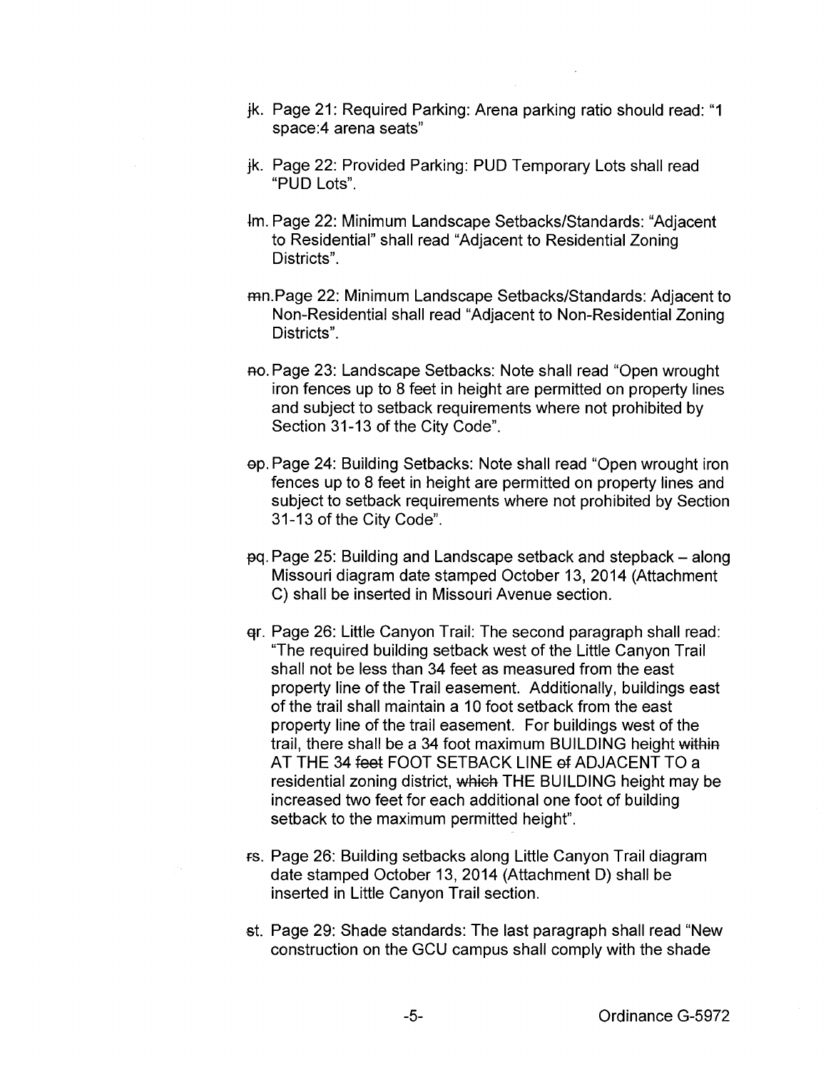~~j~~k. Page 21: Required Parking: Arena parking ratio should read: "1 space:4 arena seats"

~~j~~k. Page 22: Provided Parking: PUD Temporary Lots shall read "PUD Lots".

~~l~~m. Page 22: Minimum Landscape Setbacks/Standards: "Adjacent to Residential" shall read "Adjacent to Residential Zoning Districts".

~~m~~n. Page 22: Minimum Landscape Setbacks/Standards: Adjacent to Non-Residential shall read "Adjacent to Non-Residential Zoning Districts".

~~n~~o. Page 23: Landscape Setbacks: Note shall read "Open wrought iron fences up to 8 feet in height are permitted on property lines and subject to setback requirements where not prohibited by Section 31-13 of the City Code".

~~o~~p. Page 24: Building Setbacks: Note shall read "Open wrought iron fences up to 8 feet in height are permitted on property lines and subject to setback requirements where not prohibited by Section 31-13 of the City Code".

~~p~~q. Page 25: Building and Landscape setback and stepback – along Missouri diagram date stamped October 13, 2014 (Attachment C) shall be inserted in Missouri Avenue section.

~~q~~r. Page 26: Little Canyon Trail: The second paragraph shall read: "The required building setback west of the Little Canyon Trail shall not be less than 34 feet as measured from the east property line of the Trail easement. Additionally, buildings east of the trail shall maintain a 10 foot setback from the east property line of the trail easement. For buildings west of the trail, there shall be a 34 foot maximum BUILDING height ~~within~~ AT THE 34 ~~feet~~ FOOT SETBACK LINE ~~of~~ ADJACENT TO a residential zoning district, ~~which~~ THE BUILDING height may be increased two feet for each additional one foot of building setback to the maximum permitted height".

~~r~~s. Page 26: Building setbacks along Little Canyon Trail diagram date stamped October 13, 2014 (Attachment D) shall be inserted in Little Canyon Trail section.

~~s~~t. Page 29: Shade standards: The last paragraph shall read "New construction on the GCU campus shall comply with the shade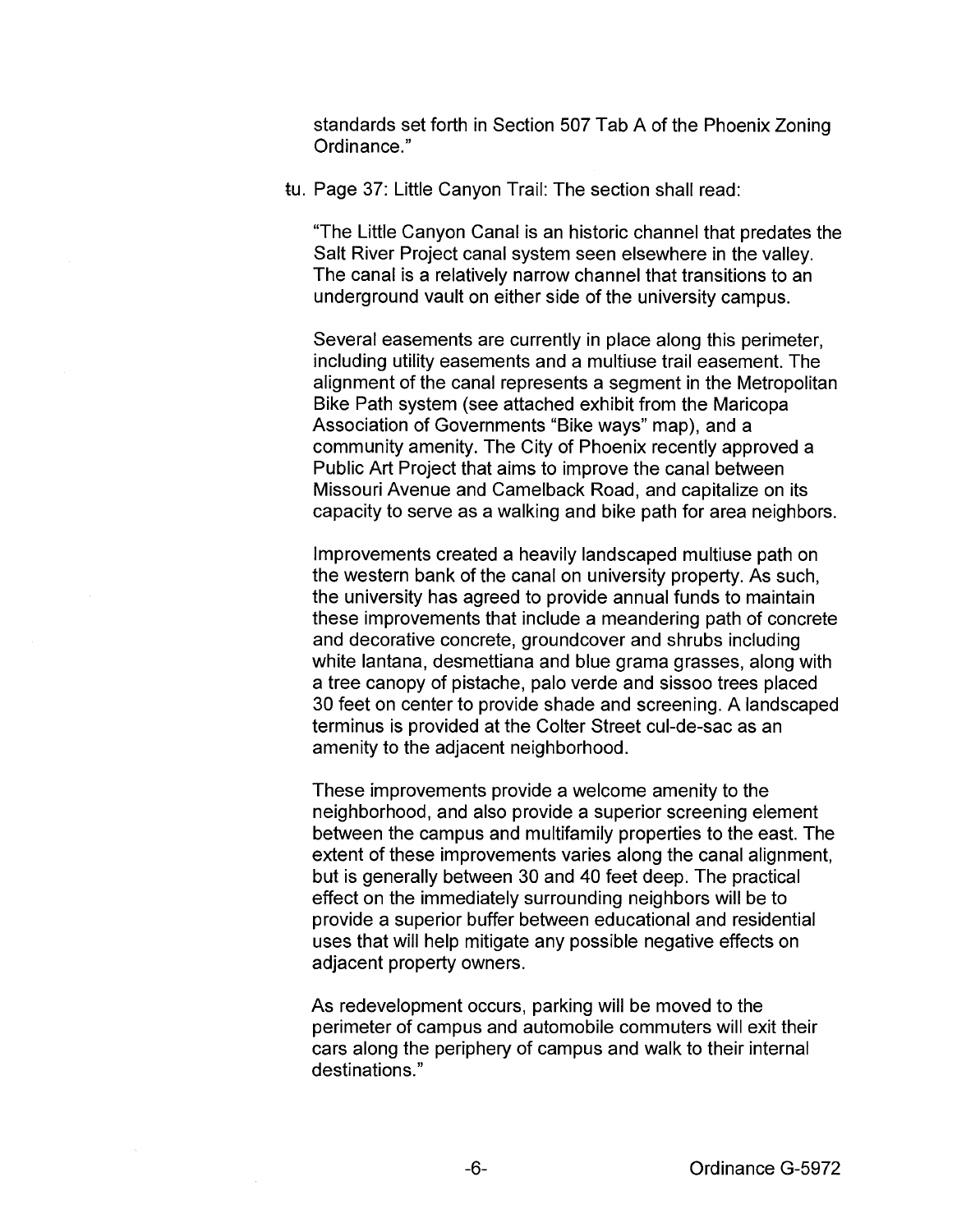standards set forth in Section 507 Tab A of the Phoenix Zoning Ordinance."

tu. Page 37: Little Canyon Trail: The section shall read:

"The Little Canyon Canal is an historic channel that predates the Salt River Project canal system seen elsewhere in the valley. The canal is a relatively narrow channel that transitions to an underground vault on either side of the university campus.

Several easements are currently in place along this perimeter, including utility easements and a multiuse trail easement. The alignment of the canal represents a segment in the Metropolitan Bike Path system (see attached exhibit from the Maricopa Association of Governments "Bike ways" map), and a community amenity. The City of Phoenix recently approved a Public Art Project that aims to improve the canal between Missouri Avenue and Camelback Road, and capitalize on its capacity to serve as a walking and bike path for area neighbors.

Improvements created a heavily landscaped multiuse path on the western bank of the canal on university property. As such, the university has agreed to provide annual funds to maintain these improvements that include a meandering path of concrete and decorative concrete, groundcover and shrubs including white lantana, desmettiana and blue grama grasses, along with a tree canopy of pistache, palo verde and sissoo trees placed 30 feet on center to provide shade and screening. A landscaped terminus is provided at the Colter Street cul-de-sac as an amenity to the adjacent neighborhood.

These improvements provide a welcome amenity to the neighborhood, and also provide a superior screening element between the campus and multifamily properties to the east. The extent of these improvements varies along the canal alignment, but is generally between 30 and 40 feet deep. The practical effect on the immediately surrounding neighbors will be to provide a superior buffer between educational and residential uses that will help mitigate any possible negative effects on adjacent property owners.

As redevelopment occurs, parking will be moved to the perimeter of campus and automobile commuters will exit their cars along the periphery of campus and walk to their internal destinations."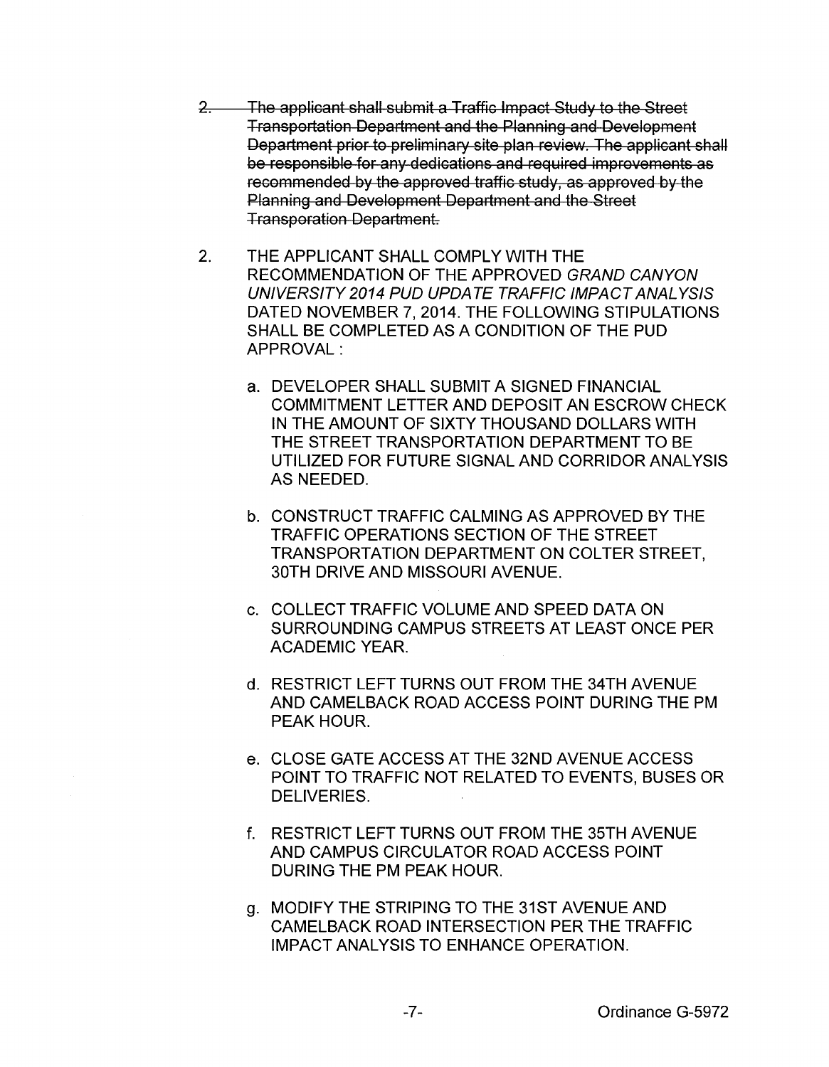~~2. The applicant shall submit a Traffic Impact Study to the Street Transportation Department and the Planning and Development Department prior to preliminary site plan review. The applicant shall be responsible for any dedications and required improvements as recommended by the approved traffic study, as approved by the Planning and Development Department and the Street Transporation Department.~~

2. THE APPLICANT SHALL COMPLY WITH THE RECOMMENDATION OF THE APPROVED *GRAND CANYON UNIVERSITY 2014 PUD UPDATE TRAFFIC IMPACT ANALYSIS* DATED NOVEMBER 7, 2014. THE FOLLOWING STIPULATIONS SHALL BE COMPLETED AS A CONDITION OF THE PUD APPROVAL :

   a. DEVELOPER SHALL SUBMIT A SIGNED FINANCIAL COMMITMENT LETTER AND DEPOSIT AN ESCROW CHECK IN THE AMOUNT OF SIXTY THOUSAND DOLLARS WITH THE STREET TRANSPORTATION DEPARTMENT TO BE UTILIZED FOR FUTURE SIGNAL AND CORRIDOR ANALYSIS AS NEEDED.

   b. CONSTRUCT TRAFFIC CALMING AS APPROVED BY THE TRAFFIC OPERATIONS SECTION OF THE STREET TRANSPORTATION DEPARTMENT ON COLTER STREET, 30TH DRIVE AND MISSOURI AVENUE.

   c. COLLECT TRAFFIC VOLUME AND SPEED DATA ON SURROUNDING CAMPUS STREETS AT LEAST ONCE PER ACADEMIC YEAR.

   d. RESTRICT LEFT TURNS OUT FROM THE 34TH AVENUE AND CAMELBACK ROAD ACCESS POINT DURING THE PM PEAK HOUR.

   e. CLOSE GATE ACCESS AT THE 32ND AVENUE ACCESS POINT TO TRAFFIC NOT RELATED TO EVENTS, BUSES OR DELIVERIES.

   f. RESTRICT LEFT TURNS OUT FROM THE 35TH AVENUE AND CAMPUS CIRCULATOR ROAD ACCESS POINT DURING THE PM PEAK HOUR.

   g. MODIFY THE STRIPING TO THE 31ST AVENUE AND CAMELBACK ROAD INTERSECTION PER THE TRAFFIC IMPACT ANALYSIS TO ENHANCE OPERATION.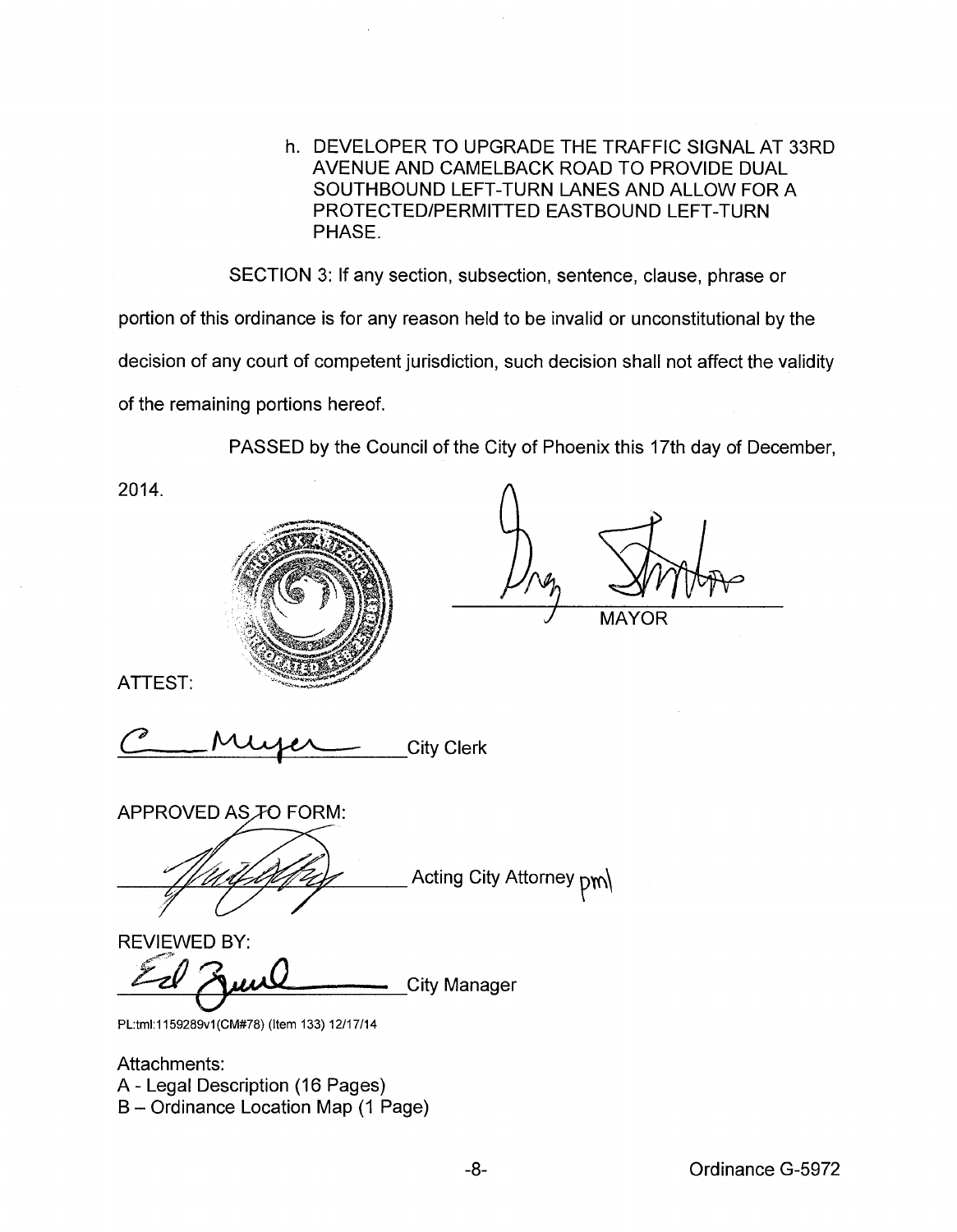h. DEVELOPER TO UPGRADE THE TRAFFIC SIGNAL AT 33RD AVENUE AND CAMELBACK ROAD TO PROVIDE DUAL SOUTHBOUND LEFT-TURN LANES AND ALLOW FOR A PROTECTED/PERMITTED EASTBOUND LEFT-TURN PHASE.

SECTION 3: If any section, subsection, sentence, clause, phrase or portion of this ordinance is for any reason held to be invalid or unconstitutional by the decision of any court of competent jurisdiction, such decision shall not affect the validity of the remaining portions hereof.

PASSED by the Council of the City of Phoenix this 17th day of December, 2014.

_________________________ MAYOR

ATTEST:

_________________________ City Clerk

APPROVED AS TO FORM:

_________________________ Acting City Attorney pml

REVIEWED BY:

_________________________ City Manager

PL:tml:1159289v1(CM#78) (Item 133) 12/17/14

Attachments:
A - Legal Description (16 Pages)
B – Ordinance Location Map (1 Page)

Ordinance G-5972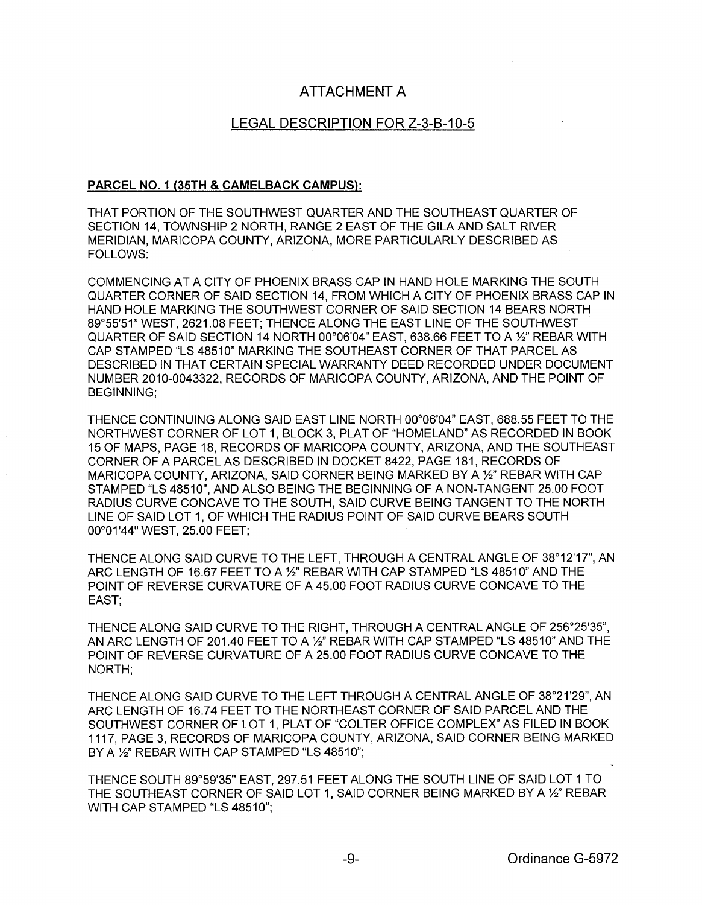# ATTACHMENT A

## LEGAL DESCRIPTION FOR Z-3-B-10-5

**PARCEL NO. 1 (35TH & CAMELBACK CAMPUS):**

THAT PORTION OF THE SOUTHWEST QUARTER AND THE SOUTHEAST QUARTER OF SECTION 14, TOWNSHIP 2 NORTH, RANGE 2 EAST OF THE GILA AND SALT RIVER MERIDIAN, MARICOPA COUNTY, ARIZONA, MORE PARTICULARLY DESCRIBED AS FOLLOWS:

COMMENCING AT A CITY OF PHOENIX BRASS CAP IN HAND HOLE MARKING THE SOUTH QUARTER CORNER OF SAID SECTION 14, FROM WHICH A CITY OF PHOENIX BRASS CAP IN HAND HOLE MARKING THE SOUTHWEST CORNER OF SAID SECTION 14 BEARS NORTH 89°55'51" WEST, 2621.08 FEET; THENCE ALONG THE EAST LINE OF THE SOUTHWEST QUARTER OF SAID SECTION 14 NORTH 00°06'04" EAST, 638.66 FEET TO A ½" REBAR WITH CAP STAMPED "LS 48510" MARKING THE SOUTHEAST CORNER OF THAT PARCEL AS DESCRIBED IN THAT CERTAIN SPECIAL WARRANTY DEED RECORDED UNDER DOCUMENT NUMBER 2010-0043322, RECORDS OF MARICOPA COUNTY, ARIZONA, AND THE POINT OF BEGINNING;

THENCE CONTINUING ALONG SAID EAST LINE NORTH 00°06'04" EAST, 688.55 FEET TO THE NORTHWEST CORNER OF LOT 1, BLOCK 3, PLAT OF "HOMELAND" AS RECORDED IN BOOK 15 OF MAPS, PAGE 18, RECORDS OF MARICOPA COUNTY, ARIZONA, AND THE SOUTHEAST CORNER OF A PARCEL AS DESCRIBED IN DOCKET 8422, PAGE 181, RECORDS OF MARICOPA COUNTY, ARIZONA, SAID CORNER BEING MARKED BY A ½" REBAR WITH CAP STAMPED "LS 48510", AND ALSO BEING THE BEGINNING OF A NON-TANGENT 25.00 FOOT RADIUS CURVE CONCAVE TO THE SOUTH, SAID CURVE BEING TANGENT TO THE NORTH LINE OF SAID LOT 1, OF WHICH THE RADIUS POINT OF SAID CURVE BEARS SOUTH 00°01'44" WEST, 25.00 FEET;

THENCE ALONG SAID CURVE TO THE LEFT, THROUGH A CENTRAL ANGLE OF 38°12'17", AN ARC LENGTH OF 16.67 FEET TO A ½" REBAR WITH CAP STAMPED "LS 48510" AND THE POINT OF REVERSE CURVATURE OF A 45.00 FOOT RADIUS CURVE CONCAVE TO THE EAST;

THENCE ALONG SAID CURVE TO THE RIGHT, THROUGH A CENTRAL ANGLE OF 256°25'35", AN ARC LENGTH OF 201.40 FEET TO A ½" REBAR WITH CAP STAMPED "LS 48510" AND THE POINT OF REVERSE CURVATURE OF A 25.00 FOOT RADIUS CURVE CONCAVE TO THE NORTH;

THENCE ALONG SAID CURVE TO THE LEFT THROUGH A CENTRAL ANGLE OF 38°21'29", AN ARC LENGTH OF 16.74 FEET TO THE NORTHEAST CORNER OF SAID PARCEL AND THE SOUTHWEST CORNER OF LOT 1, PLAT OF "COLTER OFFICE COMPLEX" AS FILED IN BOOK 1117, PAGE 3, RECORDS OF MARICOPA COUNTY, ARIZONA, SAID CORNER BEING MARKED BY A ½" REBAR WITH CAP STAMPED "LS 48510";

THENCE SOUTH 89°59'35" EAST, 297.51 FEET ALONG THE SOUTH LINE OF SAID LOT 1 TO THE SOUTHEAST CORNER OF SAID LOT 1, SAID CORNER BEING MARKED BY A ½" REBAR WITH CAP STAMPED "LS 48510";

Ordinance G-5972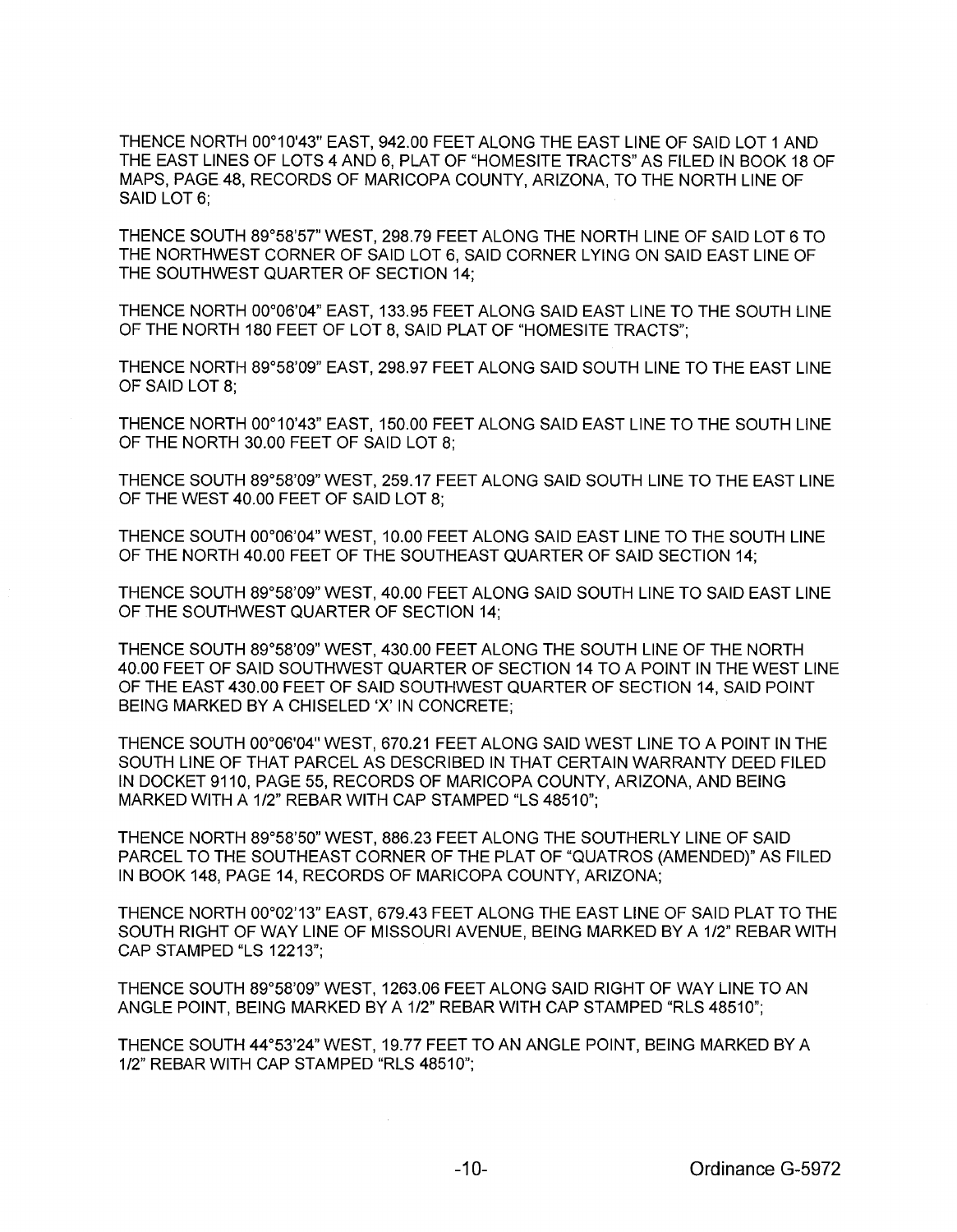THENCE NORTH 00°10'43" EAST, 942.00 FEET ALONG THE EAST LINE OF SAID LOT 1 AND THE EAST LINES OF LOTS 4 AND 6, PLAT OF "HOMESITE TRACTS" AS FILED IN BOOK 18 OF MAPS, PAGE 48, RECORDS OF MARICOPA COUNTY, ARIZONA, TO THE NORTH LINE OF SAID LOT 6;

THENCE SOUTH 89°58'57" WEST, 298.79 FEET ALONG THE NORTH LINE OF SAID LOT 6 TO THE NORTHWEST CORNER OF SAID LOT 6, SAID CORNER LYING ON SAID EAST LINE OF THE SOUTHWEST QUARTER OF SECTION 14;

THENCE NORTH 00°06'04" EAST, 133.95 FEET ALONG SAID EAST LINE TO THE SOUTH LINE OF THE NORTH 180 FEET OF LOT 8, SAID PLAT OF "HOMESITE TRACTS";

THENCE NORTH 89°58'09" EAST, 298.97 FEET ALONG SAID SOUTH LINE TO THE EAST LINE OF SAID LOT 8;

THENCE NORTH 00°10'43" EAST, 150.00 FEET ALONG SAID EAST LINE TO THE SOUTH LINE OF THE NORTH 30.00 FEET OF SAID LOT 8;

THENCE SOUTH 89°58'09" WEST, 259.17 FEET ALONG SAID SOUTH LINE TO THE EAST LINE OF THE WEST 40.00 FEET OF SAID LOT 8;

THENCE SOUTH 00°06'04" WEST, 10.00 FEET ALONG SAID EAST LINE TO THE SOUTH LINE OF THE NORTH 40.00 FEET OF THE SOUTHEAST QUARTER OF SAID SECTION 14;

THENCE SOUTH 89°58'09" WEST, 40.00 FEET ALONG SAID SOUTH LINE TO SAID EAST LINE OF THE SOUTHWEST QUARTER OF SECTION 14;

THENCE SOUTH 89°58'09" WEST, 430.00 FEET ALONG THE SOUTH LINE OF THE NORTH 40.00 FEET OF SAID SOUTHWEST QUARTER OF SECTION 14 TO A POINT IN THE WEST LINE OF THE EAST 430.00 FEET OF SAID SOUTHWEST QUARTER OF SECTION 14, SAID POINT BEING MARKED BY A CHISELED 'X' IN CONCRETE;

THENCE SOUTH 00°06'04" WEST, 670.21 FEET ALONG SAID WEST LINE TO A POINT IN THE SOUTH LINE OF THAT PARCEL AS DESCRIBED IN THAT CERTAIN WARRANTY DEED FILED IN DOCKET 9110, PAGE 55, RECORDS OF MARICOPA COUNTY, ARIZONA, AND BEING MARKED WITH A 1/2" REBAR WITH CAP STAMPED "LS 48510";

THENCE NORTH 89°58'50" WEST, 886.23 FEET ALONG THE SOUTHERLY LINE OF SAID PARCEL TO THE SOUTHEAST CORNER OF THE PLAT OF "QUATROS (AMENDED)" AS FILED IN BOOK 148, PAGE 14, RECORDS OF MARICOPA COUNTY, ARIZONA;

THENCE NORTH 00°02'13" EAST, 679.43 FEET ALONG THE EAST LINE OF SAID PLAT TO THE SOUTH RIGHT OF WAY LINE OF MISSOURI AVENUE, BEING MARKED BY A 1/2" REBAR WITH CAP STAMPED "LS 12213";

THENCE SOUTH 89°58'09" WEST, 1263.06 FEET ALONG SAID RIGHT OF WAY LINE TO AN ANGLE POINT, BEING MARKED BY A 1/2" REBAR WITH CAP STAMPED "RLS 48510";

THENCE SOUTH 44°53'24" WEST, 19.77 FEET TO AN ANGLE POINT, BEING MARKED BY A 1/2" REBAR WITH CAP STAMPED "RLS 48510";

Ordinance G-5972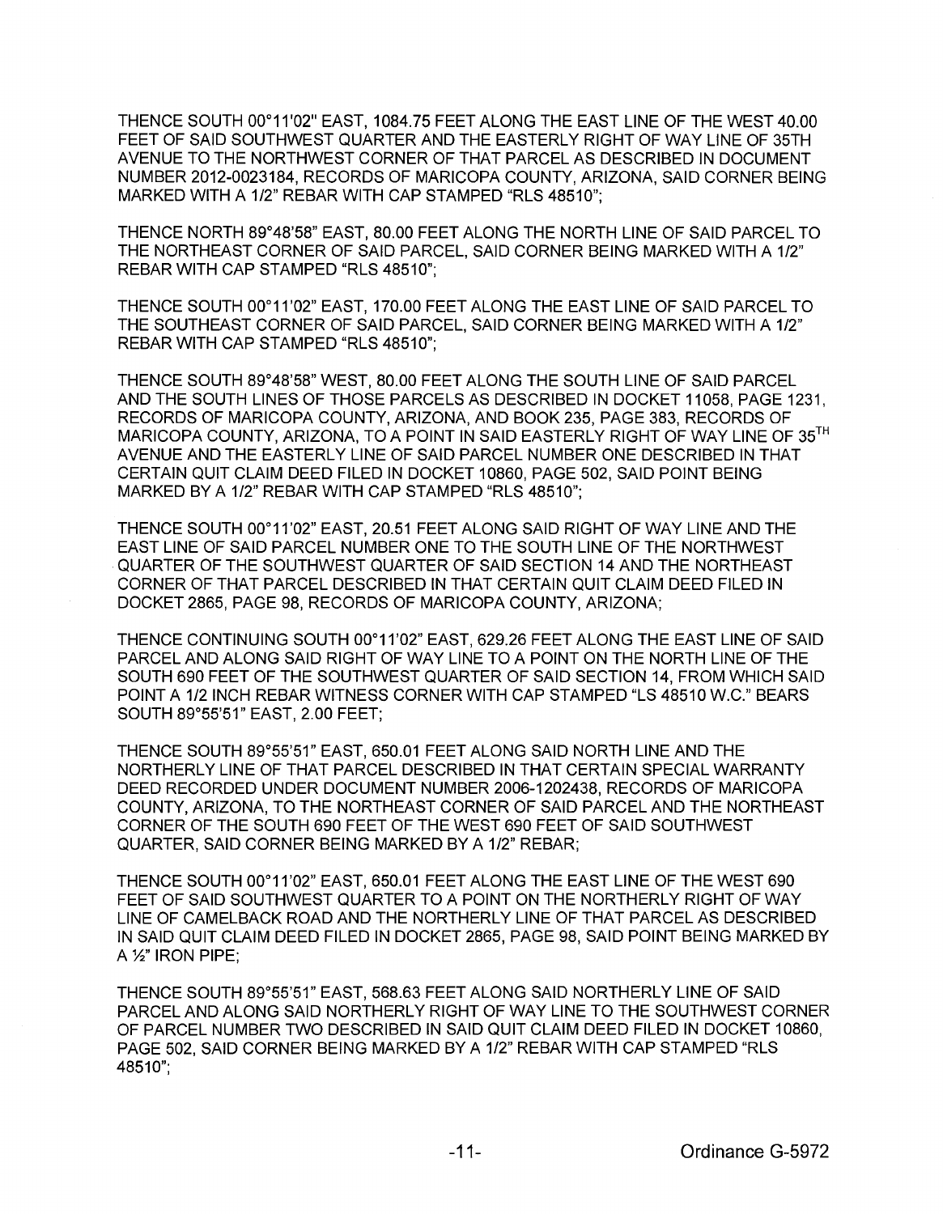THENCE SOUTH 00°11'02" EAST, 1084.75 FEET ALONG THE EAST LINE OF THE WEST 40.00 FEET OF SAID SOUTHWEST QUARTER AND THE EASTERLY RIGHT OF WAY LINE OF 35TH AVENUE TO THE NORTHWEST CORNER OF THAT PARCEL AS DESCRIBED IN DOCUMENT NUMBER 2012-0023184, RECORDS OF MARICOPA COUNTY, ARIZONA, SAID CORNER BEING MARKED WITH A 1/2" REBAR WITH CAP STAMPED "RLS 48510";

THENCE NORTH 89°48'58" EAST, 80.00 FEET ALONG THE NORTH LINE OF SAID PARCEL TO THE NORTHEAST CORNER OF SAID PARCEL, SAID CORNER BEING MARKED WITH A 1/2" REBAR WITH CAP STAMPED "RLS 48510";

THENCE SOUTH 00°11'02" EAST, 170.00 FEET ALONG THE EAST LINE OF SAID PARCEL TO THE SOUTHEAST CORNER OF SAID PARCEL, SAID CORNER BEING MARKED WITH A 1/2" REBAR WITH CAP STAMPED "RLS 48510";

THENCE SOUTH 89°48'58" WEST, 80.00 FEET ALONG THE SOUTH LINE OF SAID PARCEL AND THE SOUTH LINES OF THOSE PARCELS AS DESCRIBED IN DOCKET 11058, PAGE 1231, RECORDS OF MARICOPA COUNTY, ARIZONA, AND BOOK 235, PAGE 383, RECORDS OF MARICOPA COUNTY, ARIZONA, TO A POINT IN SAID EASTERLY RIGHT OF WAY LINE OF 35TH AVENUE AND THE EASTERLY LINE OF SAID PARCEL NUMBER ONE DESCRIBED IN THAT CERTAIN QUIT CLAIM DEED FILED IN DOCKET 10860, PAGE 502, SAID POINT BEING MARKED BY A 1/2" REBAR WITH CAP STAMPED "RLS 48510";

THENCE SOUTH 00°11'02" EAST, 20.51 FEET ALONG SAID RIGHT OF WAY LINE AND THE EAST LINE OF SAID PARCEL NUMBER ONE TO THE SOUTH LINE OF THE NORTHWEST QUARTER OF THE SOUTHWEST QUARTER OF SAID SECTION 14 AND THE NORTHEAST CORNER OF THAT PARCEL DESCRIBED IN THAT CERTAIN QUIT CLAIM DEED FILED IN DOCKET 2865, PAGE 98, RECORDS OF MARICOPA COUNTY, ARIZONA;

THENCE CONTINUING SOUTH 00°11'02" EAST, 629.26 FEET ALONG THE EAST LINE OF SAID PARCEL AND ALONG SAID RIGHT OF WAY LINE TO A POINT ON THE NORTH LINE OF THE SOUTH 690 FEET OF THE SOUTHWEST QUARTER OF SAID SECTION 14, FROM WHICH SAID POINT A 1/2 INCH REBAR WITNESS CORNER WITH CAP STAMPED "LS 48510 W.C." BEARS SOUTH 89°55'51" EAST, 2.00 FEET;

THENCE SOUTH 89°55'51" EAST, 650.01 FEET ALONG SAID NORTH LINE AND THE NORTHERLY LINE OF THAT PARCEL DESCRIBED IN THAT CERTAIN SPECIAL WARRANTY DEED RECORDED UNDER DOCUMENT NUMBER 2006-1202438, RECORDS OF MARICOPA COUNTY, ARIZONA, TO THE NORTHEAST CORNER OF SAID PARCEL AND THE NORTHEAST CORNER OF THE SOUTH 690 FEET OF THE WEST 690 FEET OF SAID SOUTHWEST QUARTER, SAID CORNER BEING MARKED BY A 1/2" REBAR;

THENCE SOUTH 00°11'02" EAST, 650.01 FEET ALONG THE EAST LINE OF THE WEST 690 FEET OF SAID SOUTHWEST QUARTER TO A POINT ON THE NORTHERLY RIGHT OF WAY LINE OF CAMELBACK ROAD AND THE NORTHERLY LINE OF THAT PARCEL AS DESCRIBED IN SAID QUIT CLAIM DEED FILED IN DOCKET 2865, PAGE 98, SAID POINT BEING MARKED BY A ½" IRON PIPE;

THENCE SOUTH 89°55'51" EAST, 568.63 FEET ALONG SAID NORTHERLY LINE OF SAID PARCEL AND ALONG SAID NORTHERLY RIGHT OF WAY LINE TO THE SOUTHWEST CORNER OF PARCEL NUMBER TWO DESCRIBED IN SAID QUIT CLAIM DEED FILED IN DOCKET 10860, PAGE 502, SAID CORNER BEING MARKED BY A 1/2" REBAR WITH CAP STAMPED "RLS 48510";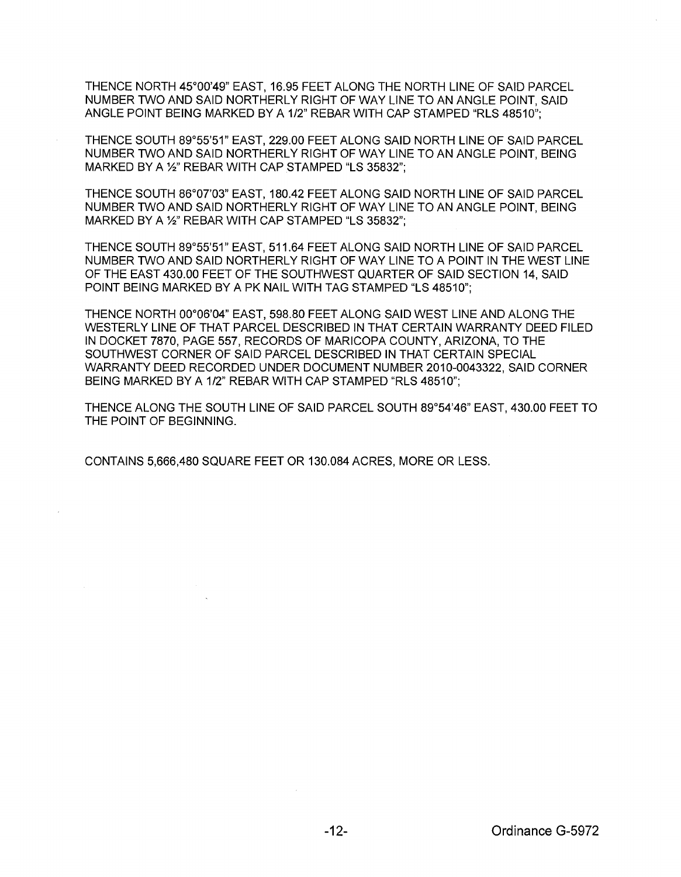THENCE NORTH 45°00'49" EAST, 16.95 FEET ALONG THE NORTH LINE OF SAID PARCEL NUMBER TWO AND SAID NORTHERLY RIGHT OF WAY LINE TO AN ANGLE POINT, SAID ANGLE POINT BEING MARKED BY A 1/2" REBAR WITH CAP STAMPED "RLS 48510";

THENCE SOUTH 89°55'51" EAST, 229.00 FEET ALONG SAID NORTH LINE OF SAID PARCEL NUMBER TWO AND SAID NORTHERLY RIGHT OF WAY LINE TO AN ANGLE POINT, BEING MARKED BY A ½" REBAR WITH CAP STAMPED "LS 35832";

THENCE SOUTH 86°07'03" EAST, 180.42 FEET ALONG SAID NORTH LINE OF SAID PARCEL NUMBER TWO AND SAID NORTHERLY RIGHT OF WAY LINE TO AN ANGLE POINT, BEING MARKED BY A ½" REBAR WITH CAP STAMPED "LS 35832";

THENCE SOUTH 89°55'51" EAST, 511.64 FEET ALONG SAID NORTH LINE OF SAID PARCEL NUMBER TWO AND SAID NORTHERLY RIGHT OF WAY LINE TO A POINT IN THE WEST LINE OF THE EAST 430.00 FEET OF THE SOUTHWEST QUARTER OF SAID SECTION 14, SAID POINT BEING MARKED BY A PK NAIL WITH TAG STAMPED "LS 48510";

THENCE NORTH 00°06'04" EAST, 598.80 FEET ALONG SAID WEST LINE AND ALONG THE WESTERLY LINE OF THAT PARCEL DESCRIBED IN THAT CERTAIN WARRANTY DEED FILED IN DOCKET 7870, PAGE 557, RECORDS OF MARICOPA COUNTY, ARIZONA, TO THE SOUTHWEST CORNER OF SAID PARCEL DESCRIBED IN THAT CERTAIN SPECIAL WARRANTY DEED RECORDED UNDER DOCUMENT NUMBER 2010-0043322, SAID CORNER BEING MARKED BY A 1/2" REBAR WITH CAP STAMPED "RLS 48510";

THENCE ALONG THE SOUTH LINE OF SAID PARCEL SOUTH 89°54'46" EAST, 430.00 FEET TO THE POINT OF BEGINNING.

CONTAINS 5,666,480 SQUARE FEET OR 130.084 ACRES, MORE OR LESS.

Ordinance G-5972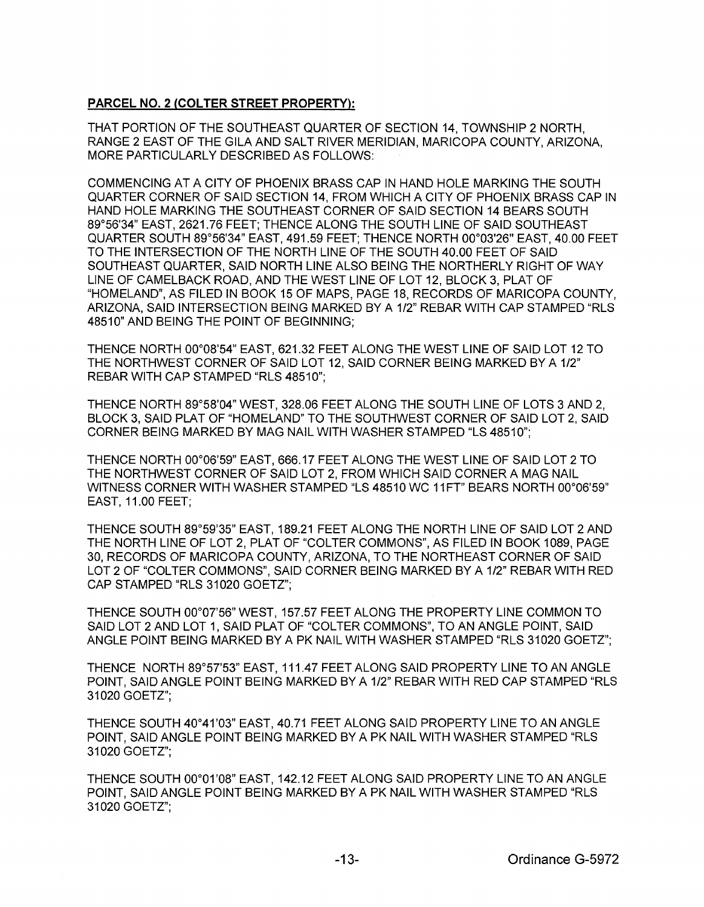**PARCEL NO. 2 (COLTER STREET PROPERTY):**

THAT PORTION OF THE SOUTHEAST QUARTER OF SECTION 14, TOWNSHIP 2 NORTH, RANGE 2 EAST OF THE GILA AND SALT RIVER MERIDIAN, MARICOPA COUNTY, ARIZONA, MORE PARTICULARLY DESCRIBED AS FOLLOWS:

COMMENCING AT A CITY OF PHOENIX BRASS CAP IN HAND HOLE MARKING THE SOUTH QUARTER CORNER OF SAID SECTION 14, FROM WHICH A CITY OF PHOENIX BRASS CAP IN HAND HOLE MARKING THE SOUTHEAST CORNER OF SAID SECTION 14 BEARS SOUTH 89°56'34" EAST, 2621.76 FEET; THENCE ALONG THE SOUTH LINE OF SAID SOUTHEAST QUARTER SOUTH 89°56'34" EAST, 491.59 FEET; THENCE NORTH 00°03'26" EAST, 40.00 FEET TO THE INTERSECTION OF THE NORTH LINE OF THE SOUTH 40.00 FEET OF SAID SOUTHEAST QUARTER, SAID NORTH LINE ALSO BEING THE NORTHERLY RIGHT OF WAY LINE OF CAMELBACK ROAD, AND THE WEST LINE OF LOT 12, BLOCK 3, PLAT OF "HOMELAND", AS FILED IN BOOK 15 OF MAPS, PAGE 18, RECORDS OF MARICOPA COUNTY, ARIZONA, SAID INTERSECTION BEING MARKED BY A 1/2" REBAR WITH CAP STAMPED "RLS 48510" AND BEING THE POINT OF BEGINNING;

THENCE NORTH 00°08'54" EAST, 621.32 FEET ALONG THE WEST LINE OF SAID LOT 12 TO THE NORTHWEST CORNER OF SAID LOT 12, SAID CORNER BEING MARKED BY A 1/2" REBAR WITH CAP STAMPED "RLS 48510";

THENCE NORTH 89°58'04" WEST, 328.06 FEET ALONG THE SOUTH LINE OF LOTS 3 AND 2, BLOCK 3, SAID PLAT OF "HOMELAND" TO THE SOUTHWEST CORNER OF SAID LOT 2, SAID CORNER BEING MARKED BY MAG NAIL WITH WASHER STAMPED "LS 48510";

THENCE NORTH 00°06'59" EAST, 666.17 FEET ALONG THE WEST LINE OF SAID LOT 2 TO THE NORTHWEST CORNER OF SAID LOT 2, FROM WHICH SAID CORNER A MAG NAIL WITNESS CORNER WITH WASHER STAMPED "LS 48510 WC 11FT" BEARS NORTH 00°06'59" EAST, 11.00 FEET;

THENCE SOUTH 89°59'35" EAST, 189.21 FEET ALONG THE NORTH LINE OF SAID LOT 2 AND THE NORTH LINE OF LOT 2, PLAT OF "COLTER COMMONS", AS FILED IN BOOK 1089, PAGE 30, RECORDS OF MARICOPA COUNTY, ARIZONA, TO THE NORTHEAST CORNER OF SAID LOT 2 OF "COLTER COMMONS", SAID CORNER BEING MARKED BY A 1/2" REBAR WITH RED CAP STAMPED "RLS 31020 GOETZ";

THENCE SOUTH 00°07'56" WEST, 157.57 FEET ALONG THE PROPERTY LINE COMMON TO SAID LOT 2 AND LOT 1, SAID PLAT OF "COLTER COMMONS", TO AN ANGLE POINT, SAID ANGLE POINT BEING MARKED BY A PK NAIL WITH WASHER STAMPED "RLS 31020 GOETZ";

THENCE NORTH 89°57'53" EAST, 111.47 FEET ALONG SAID PROPERTY LINE TO AN ANGLE POINT, SAID ANGLE POINT BEING MARKED BY A 1/2" REBAR WITH RED CAP STAMPED "RLS 31020 GOETZ";

THENCE SOUTH 40°41'03" EAST, 40.71 FEET ALONG SAID PROPERTY LINE TO AN ANGLE POINT, SAID ANGLE POINT BEING MARKED BY A PK NAIL WITH WASHER STAMPED "RLS 31020 GOETZ";

THENCE SOUTH 00°01'08" EAST, 142.12 FEET ALONG SAID PROPERTY LINE TO AN ANGLE POINT, SAID ANGLE POINT BEING MARKED BY A PK NAIL WITH WASHER STAMPED "RLS 31020 GOETZ";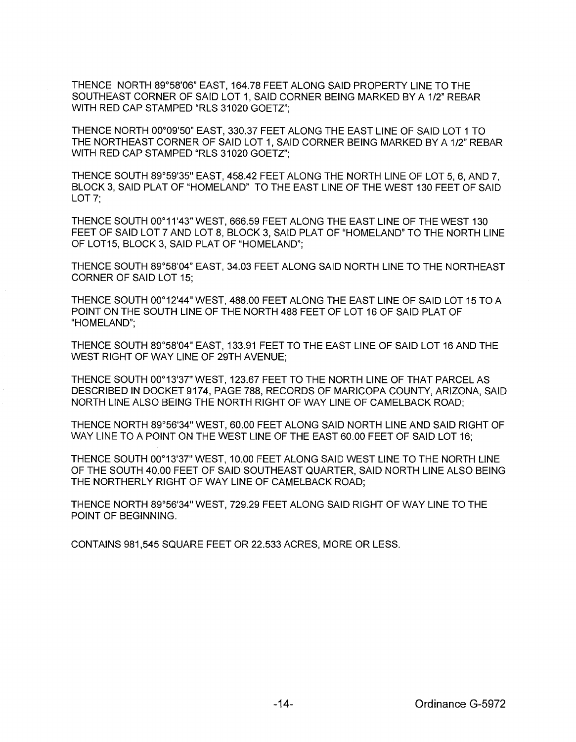THENCE NORTH 89°58'06" EAST, 164.78 FEET ALONG SAID PROPERTY LINE TO THE SOUTHEAST CORNER OF SAID LOT 1, SAID CORNER BEING MARKED BY A 1/2" REBAR WITH RED CAP STAMPED "RLS 31020 GOETZ";

THENCE NORTH 00°09'50" EAST, 330.37 FEET ALONG THE EAST LINE OF SAID LOT 1 TO THE NORTHEAST CORNER OF SAID LOT 1, SAID CORNER BEING MARKED BY A 1/2" REBAR WITH RED CAP STAMPED "RLS 31020 GOETZ";

THENCE SOUTH 89°59'35" EAST, 458.42 FEET ALONG THE NORTH LINE OF LOT 5, 6, AND 7, BLOCK 3, SAID PLAT OF "HOMELAND" TO THE EAST LINE OF THE WEST 130 FEET OF SAID LOT 7;

THENCE SOUTH 00°11'43" WEST, 666.59 FEET ALONG THE EAST LINE OF THE WEST 130 FEET OF SAID LOT 7 AND LOT 8, BLOCK 3, SAID PLAT OF "HOMELAND" TO THE NORTH LINE OF LOT15, BLOCK 3, SAID PLAT OF "HOMELAND";

THENCE SOUTH 89°58'04" EAST, 34.03 FEET ALONG SAID NORTH LINE TO THE NORTHEAST CORNER OF SAID LOT 15;

THENCE SOUTH 00°12'44" WEST, 488.00 FEET ALONG THE EAST LINE OF SAID LOT 15 TO A POINT ON THE SOUTH LINE OF THE NORTH 488 FEET OF LOT 16 OF SAID PLAT OF "HOMELAND";

THENCE SOUTH 89°58'04" EAST, 133.91 FEET TO THE EAST LINE OF SAID LOT 16 AND THE WEST RIGHT OF WAY LINE OF 29TH AVENUE;

THENCE SOUTH 00°13'37" WEST, 123.67 FEET TO THE NORTH LINE OF THAT PARCEL AS DESCRIBED IN DOCKET 9174, PAGE 788, RECORDS OF MARICOPA COUNTY, ARIZONA, SAID NORTH LINE ALSO BEING THE NORTH RIGHT OF WAY LINE OF CAMELBACK ROAD;

THENCE NORTH 89°56'34" WEST, 60.00 FEET ALONG SAID NORTH LINE AND SAID RIGHT OF WAY LINE TO A POINT ON THE WEST LINE OF THE EAST 60.00 FEET OF SAID LOT 16;

THENCE SOUTH 00°13'37" WEST, 10.00 FEET ALONG SAID WEST LINE TO THE NORTH LINE OF THE SOUTH 40.00 FEET OF SAID SOUTHEAST QUARTER, SAID NORTH LINE ALSO BEING THE NORTHERLY RIGHT OF WAY LINE OF CAMELBACK ROAD;

THENCE NORTH 89°56'34" WEST, 729.29 FEET ALONG SAID RIGHT OF WAY LINE TO THE POINT OF BEGINNING.

CONTAINS 981,545 SQUARE FEET OR 22.533 ACRES, MORE OR LESS.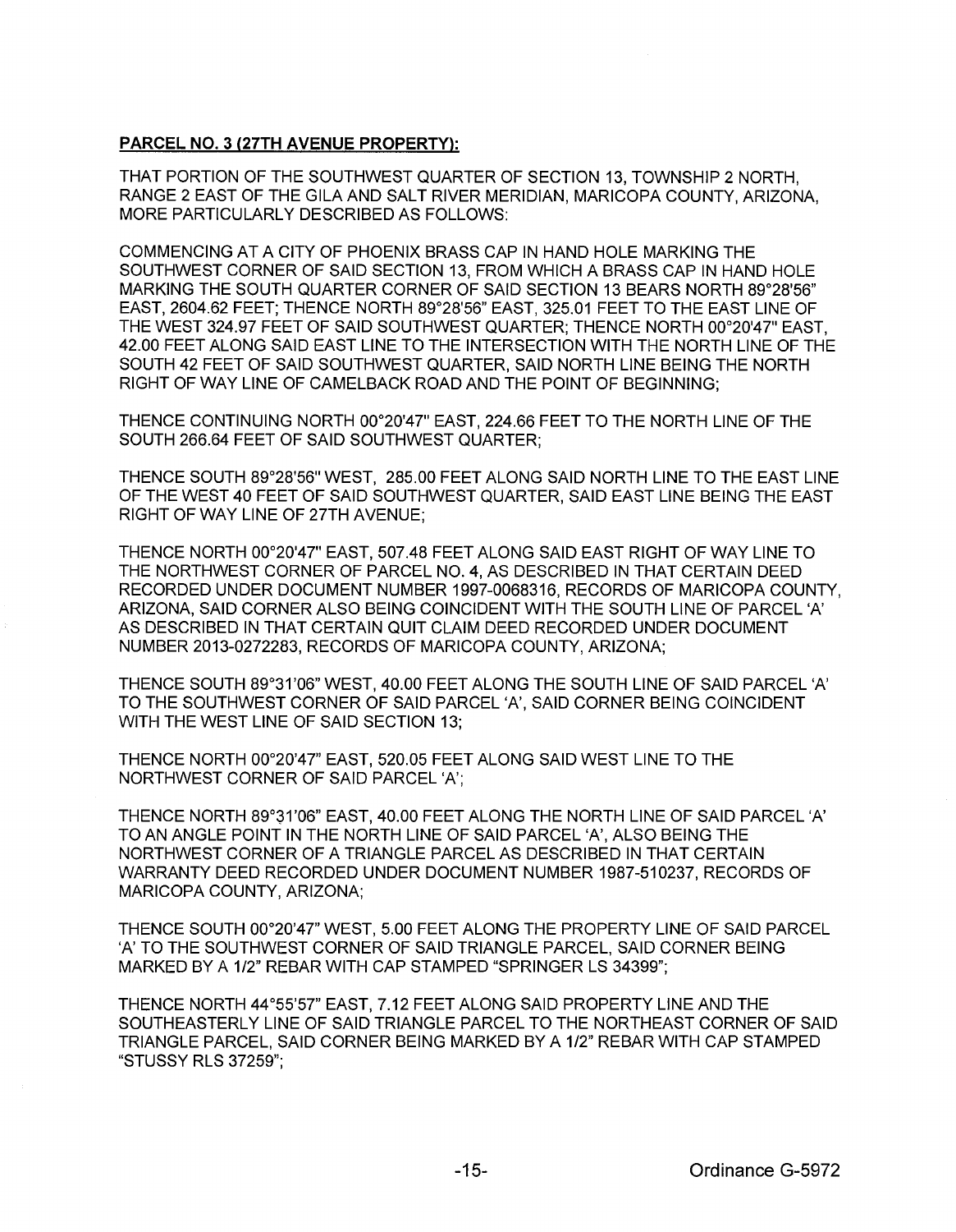**PARCEL NO. 3 (27TH AVENUE PROPERTY):**

THAT PORTION OF THE SOUTHWEST QUARTER OF SECTION 13, TOWNSHIP 2 NORTH, RANGE 2 EAST OF THE GILA AND SALT RIVER MERIDIAN, MARICOPA COUNTY, ARIZONA, MORE PARTICULARLY DESCRIBED AS FOLLOWS:

COMMENCING AT A CITY OF PHOENIX BRASS CAP IN HAND HOLE MARKING THE SOUTHWEST CORNER OF SAID SECTION 13, FROM WHICH A BRASS CAP IN HAND HOLE MARKING THE SOUTH QUARTER CORNER OF SAID SECTION 13 BEARS NORTH 89°28'56" EAST, 2604.62 FEET; THENCE NORTH 89°28'56" EAST, 325.01 FEET TO THE EAST LINE OF THE WEST 324.97 FEET OF SAID SOUTHWEST QUARTER; THENCE NORTH 00°20'47" EAST, 42.00 FEET ALONG SAID EAST LINE TO THE INTERSECTION WITH THE NORTH LINE OF THE SOUTH 42 FEET OF SAID SOUTHWEST QUARTER, SAID NORTH LINE BEING THE NORTH RIGHT OF WAY LINE OF CAMELBACK ROAD AND THE POINT OF BEGINNING;

THENCE CONTINUING NORTH 00°20'47" EAST, 224.66 FEET TO THE NORTH LINE OF THE SOUTH 266.64 FEET OF SAID SOUTHWEST QUARTER;

THENCE SOUTH 89°28'56" WEST, 285.00 FEET ALONG SAID NORTH LINE TO THE EAST LINE OF THE WEST 40 FEET OF SAID SOUTHWEST QUARTER, SAID EAST LINE BEING THE EAST RIGHT OF WAY LINE OF 27TH AVENUE;

THENCE NORTH 00°20'47" EAST, 507.48 FEET ALONG SAID EAST RIGHT OF WAY LINE TO THE NORTHWEST CORNER OF PARCEL NO. 4, AS DESCRIBED IN THAT CERTAIN DEED RECORDED UNDER DOCUMENT NUMBER 1997-0068316, RECORDS OF MARICOPA COUNTY, ARIZONA, SAID CORNER ALSO BEING COINCIDENT WITH THE SOUTH LINE OF PARCEL 'A' AS DESCRIBED IN THAT CERTAIN QUIT CLAIM DEED RECORDED UNDER DOCUMENT NUMBER 2013-0272283, RECORDS OF MARICOPA COUNTY, ARIZONA;

THENCE SOUTH 89°31'06" WEST, 40.00 FEET ALONG THE SOUTH LINE OF SAID PARCEL 'A' TO THE SOUTHWEST CORNER OF SAID PARCEL 'A', SAID CORNER BEING COINCIDENT WITH THE WEST LINE OF SAID SECTION 13;

THENCE NORTH 00°20'47" EAST, 520.05 FEET ALONG SAID WEST LINE TO THE NORTHWEST CORNER OF SAID PARCEL 'A';

THENCE NORTH 89°31'06" EAST, 40.00 FEET ALONG THE NORTH LINE OF SAID PARCEL 'A' TO AN ANGLE POINT IN THE NORTH LINE OF SAID PARCEL 'A', ALSO BEING THE NORTHWEST CORNER OF A TRIANGLE PARCEL AS DESCRIBED IN THAT CERTAIN WARRANTY DEED RECORDED UNDER DOCUMENT NUMBER 1987-510237, RECORDS OF MARICOPA COUNTY, ARIZONA;

THENCE SOUTH 00°20'47" WEST, 5.00 FEET ALONG THE PROPERTY LINE OF SAID PARCEL 'A' TO THE SOUTHWEST CORNER OF SAID TRIANGLE PARCEL, SAID CORNER BEING MARKED BY A 1/2" REBAR WITH CAP STAMPED "SPRINGER LS 34399";

THENCE NORTH 44°55'57" EAST, 7.12 FEET ALONG SAID PROPERTY LINE AND THE SOUTHEASTERLY LINE OF SAID TRIANGLE PARCEL TO THE NORTHEAST CORNER OF SAID TRIANGLE PARCEL, SAID CORNER BEING MARKED BY A 1/2" REBAR WITH CAP STAMPED "STUSSY RLS 37259";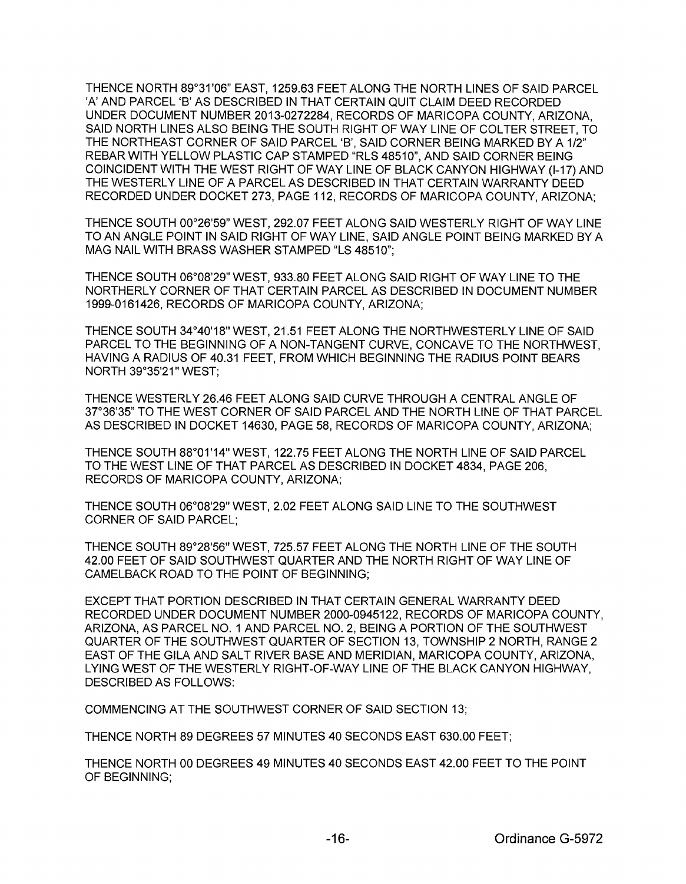THENCE NORTH 89°31'06" EAST, 1259.63 FEET ALONG THE NORTH LINES OF SAID PARCEL 'A' AND PARCEL 'B' AS DESCRIBED IN THAT CERTAIN QUIT CLAIM DEED RECORDED UNDER DOCUMENT NUMBER 2013-0272284, RECORDS OF MARICOPA COUNTY, ARIZONA, SAID NORTH LINES ALSO BEING THE SOUTH RIGHT OF WAY LINE OF COLTER STREET, TO THE NORTHEAST CORNER OF SAID PARCEL 'B', SAID CORNER BEING MARKED BY A 1/2" REBAR WITH YELLOW PLASTIC CAP STAMPED "RLS 48510", AND SAID CORNER BEING COINCIDENT WITH THE WEST RIGHT OF WAY LINE OF BLACK CANYON HIGHWAY (I-17) AND THE WESTERLY LINE OF A PARCEL AS DESCRIBED IN THAT CERTAIN WARRANTY DEED RECORDED UNDER DOCKET 273, PAGE 112, RECORDS OF MARICOPA COUNTY, ARIZONA;

THENCE SOUTH 00°26'59" WEST, 292.07 FEET ALONG SAID WESTERLY RIGHT OF WAY LINE TO AN ANGLE POINT IN SAID RIGHT OF WAY LINE, SAID ANGLE POINT BEING MARKED BY A MAG NAIL WITH BRASS WASHER STAMPED "LS 48510";

THENCE SOUTH 06°08'29" WEST, 933.80 FEET ALONG SAID RIGHT OF WAY LINE TO THE NORTHERLY CORNER OF THAT CERTAIN PARCEL AS DESCRIBED IN DOCUMENT NUMBER 1999-0161426, RECORDS OF MARICOPA COUNTY, ARIZONA;

THENCE SOUTH 34°40'18" WEST, 21.51 FEET ALONG THE NORTHWESTERLY LINE OF SAID PARCEL TO THE BEGINNING OF A NON-TANGENT CURVE, CONCAVE TO THE NORTHWEST, HAVING A RADIUS OF 40.31 FEET, FROM WHICH BEGINNING THE RADIUS POINT BEARS NORTH 39°35'21" WEST;

THENCE WESTERLY 26.46 FEET ALONG SAID CURVE THROUGH A CENTRAL ANGLE OF 37°36'35" TO THE WEST CORNER OF SAID PARCEL AND THE NORTH LINE OF THAT PARCEL AS DESCRIBED IN DOCKET 14630, PAGE 58, RECORDS OF MARICOPA COUNTY, ARIZONA;

THENCE SOUTH 88°01'14" WEST, 122.75 FEET ALONG THE NORTH LINE OF SAID PARCEL TO THE WEST LINE OF THAT PARCEL AS DESCRIBED IN DOCKET 4834, PAGE 206, RECORDS OF MARICOPA COUNTY, ARIZONA;

THENCE SOUTH 06°08'29" WEST, 2.02 FEET ALONG SAID LINE TO THE SOUTHWEST CORNER OF SAID PARCEL;

THENCE SOUTH 89°28'56" WEST, 725.57 FEET ALONG THE NORTH LINE OF THE SOUTH 42.00 FEET OF SAID SOUTHWEST QUARTER AND THE NORTH RIGHT OF WAY LINE OF CAMELBACK ROAD TO THE POINT OF BEGINNING;

EXCEPT THAT PORTION DESCRIBED IN THAT CERTAIN GENERAL WARRANTY DEED RECORDED UNDER DOCUMENT NUMBER 2000-0945122, RECORDS OF MARICOPA COUNTY, ARIZONA, AS PARCEL NO. 1 AND PARCEL NO. 2, BEING A PORTION OF THE SOUTHWEST QUARTER OF THE SOUTHWEST QUARTER OF SECTION 13, TOWNSHIP 2 NORTH, RANGE 2 EAST OF THE GILA AND SALT RIVER BASE AND MERIDIAN, MARICOPA COUNTY, ARIZONA, LYING WEST OF THE WESTERLY RIGHT-OF-WAY LINE OF THE BLACK CANYON HIGHWAY, DESCRIBED AS FOLLOWS:

COMMENCING AT THE SOUTHWEST CORNER OF SAID SECTION 13;

THENCE NORTH 89 DEGREES 57 MINUTES 40 SECONDS EAST 630.00 FEET;

THENCE NORTH 00 DEGREES 49 MINUTES 40 SECONDS EAST 42.00 FEET TO THE POINT OF BEGINNING;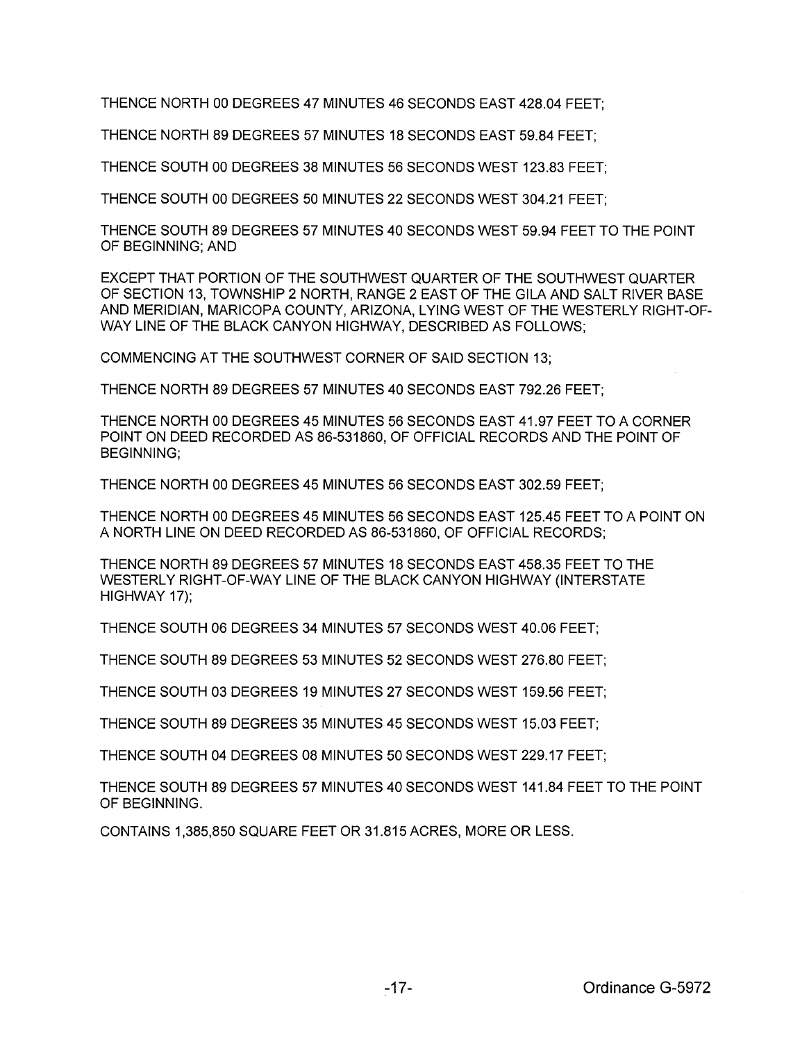THENCE NORTH 00 DEGREES 47 MINUTES 46 SECONDS EAST 428.04 FEET;

THENCE NORTH 89 DEGREES 57 MINUTES 18 SECONDS EAST 59.84 FEET;

THENCE SOUTH 00 DEGREES 38 MINUTES 56 SECONDS WEST 123.83 FEET;

THENCE SOUTH 00 DEGREES 50 MINUTES 22 SECONDS WEST 304.21 FEET;

THENCE SOUTH 89 DEGREES 57 MINUTES 40 SECONDS WEST 59.94 FEET TO THE POINT OF BEGINNING; AND

EXCEPT THAT PORTION OF THE SOUTHWEST QUARTER OF THE SOUTHWEST QUARTER OF SECTION 13, TOWNSHIP 2 NORTH, RANGE 2 EAST OF THE GILA AND SALT RIVER BASE AND MERIDIAN, MARICOPA COUNTY, ARIZONA, LYING WEST OF THE WESTERLY RIGHT-OF-WAY LINE OF THE BLACK CANYON HIGHWAY, DESCRIBED AS FOLLOWS;

COMMENCING AT THE SOUTHWEST CORNER OF SAID SECTION 13;

THENCE NORTH 89 DEGREES 57 MINUTES 40 SECONDS EAST 792.26 FEET;

THENCE NORTH 00 DEGREES 45 MINUTES 56 SECONDS EAST 41.97 FEET TO A CORNER POINT ON DEED RECORDED AS 86-531860, OF OFFICIAL RECORDS AND THE POINT OF BEGINNING;

THENCE NORTH 00 DEGREES 45 MINUTES 56 SECONDS EAST 302.59 FEET;

THENCE NORTH 00 DEGREES 45 MINUTES 56 SECONDS EAST 125.45 FEET TO A POINT ON A NORTH LINE ON DEED RECORDED AS 86-531860, OF OFFICIAL RECORDS;

THENCE NORTH 89 DEGREES 57 MINUTES 18 SECONDS EAST 458.35 FEET TO THE WESTERLY RIGHT-OF-WAY LINE OF THE BLACK CANYON HIGHWAY (INTERSTATE HIGHWAY 17);

THENCE SOUTH 06 DEGREES 34 MINUTES 57 SECONDS WEST 40.06 FEET;

THENCE SOUTH 89 DEGREES 53 MINUTES 52 SECONDS WEST 276.80 FEET;

THENCE SOUTH 03 DEGREES 19 MINUTES 27 SECONDS WEST 159.56 FEET;

THENCE SOUTH 89 DEGREES 35 MINUTES 45 SECONDS WEST 15.03 FEET;

THENCE SOUTH 04 DEGREES 08 MINUTES 50 SECONDS WEST 229.17 FEET;

THENCE SOUTH 89 DEGREES 57 MINUTES 40 SECONDS WEST 141.84 FEET TO THE POINT OF BEGINNING.

CONTAINS 1,385,850 SQUARE FEET OR 31.815 ACRES, MORE OR LESS.

Ordinance G-5972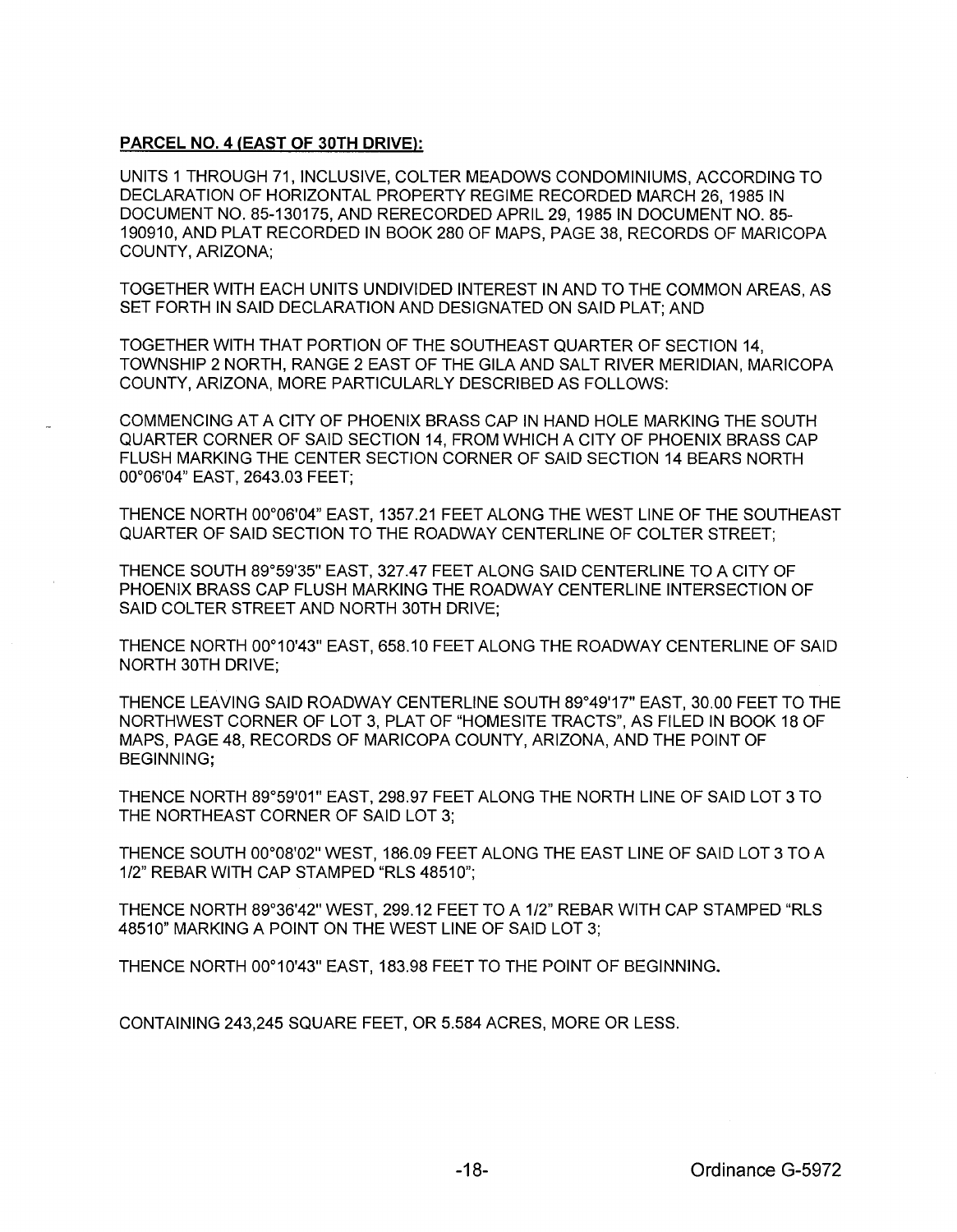**PARCEL NO. 4 (EAST OF 30TH DRIVE):**

UNITS 1 THROUGH 71, INCLUSIVE, COLTER MEADOWS CONDOMINIUMS, ACCORDING TO DECLARATION OF HORIZONTAL PROPERTY REGIME RECORDED MARCH 26, 1985 IN DOCUMENT NO. 85-130175, AND RERECORDED APRIL 29, 1985 IN DOCUMENT NO. 85-190910, AND PLAT RECORDED IN BOOK 280 OF MAPS, PAGE 38, RECORDS OF MARICOPA COUNTY, ARIZONA;

TOGETHER WITH EACH UNITS UNDIVIDED INTEREST IN AND TO THE COMMON AREAS, AS SET FORTH IN SAID DECLARATION AND DESIGNATED ON SAID PLAT; AND

TOGETHER WITH THAT PORTION OF THE SOUTHEAST QUARTER OF SECTION 14, TOWNSHIP 2 NORTH, RANGE 2 EAST OF THE GILA AND SALT RIVER MERIDIAN, MARICOPA COUNTY, ARIZONA, MORE PARTICULARLY DESCRIBED AS FOLLOWS:

COMMENCING AT A CITY OF PHOENIX BRASS CAP IN HAND HOLE MARKING THE SOUTH QUARTER CORNER OF SAID SECTION 14, FROM WHICH A CITY OF PHOENIX BRASS CAP FLUSH MARKING THE CENTER SECTION CORNER OF SAID SECTION 14 BEARS NORTH 00°06'04" EAST, 2643.03 FEET;

THENCE NORTH 00°06'04" EAST, 1357.21 FEET ALONG THE WEST LINE OF THE SOUTHEAST QUARTER OF SAID SECTION TO THE ROADWAY CENTERLINE OF COLTER STREET;

THENCE SOUTH 89°59'35" EAST, 327.47 FEET ALONG SAID CENTERLINE TO A CITY OF PHOENIX BRASS CAP FLUSH MARKING THE ROADWAY CENTERLINE INTERSECTION OF SAID COLTER STREET AND NORTH 30TH DRIVE;

THENCE NORTH 00°10'43" EAST, 658.10 FEET ALONG THE ROADWAY CENTERLINE OF SAID NORTH 30TH DRIVE;

THENCE LEAVING SAID ROADWAY CENTERLINE SOUTH 89°49'17" EAST, 30.00 FEET TO THE NORTHWEST CORNER OF LOT 3, PLAT OF "HOMESITE TRACTS", AS FILED IN BOOK 18 OF MAPS, PAGE 48, RECORDS OF MARICOPA COUNTY, ARIZONA, AND THE POINT OF BEGINNING;

THENCE NORTH 89°59'01" EAST, 298.97 FEET ALONG THE NORTH LINE OF SAID LOT 3 TO THE NORTHEAST CORNER OF SAID LOT 3;

THENCE SOUTH 00°08'02" WEST, 186.09 FEET ALONG THE EAST LINE OF SAID LOT 3 TO A 1/2" REBAR WITH CAP STAMPED "RLS 48510";

THENCE NORTH 89°36'42" WEST, 299.12 FEET TO A 1/2" REBAR WITH CAP STAMPED "RLS 48510" MARKING A POINT ON THE WEST LINE OF SAID LOT 3;

THENCE NORTH 00°10'43" EAST, 183.98 FEET TO THE POINT OF BEGINNING.

CONTAINING 243,245 SQUARE FEET, OR 5.584 ACRES, MORE OR LESS.

Ordinance G-5972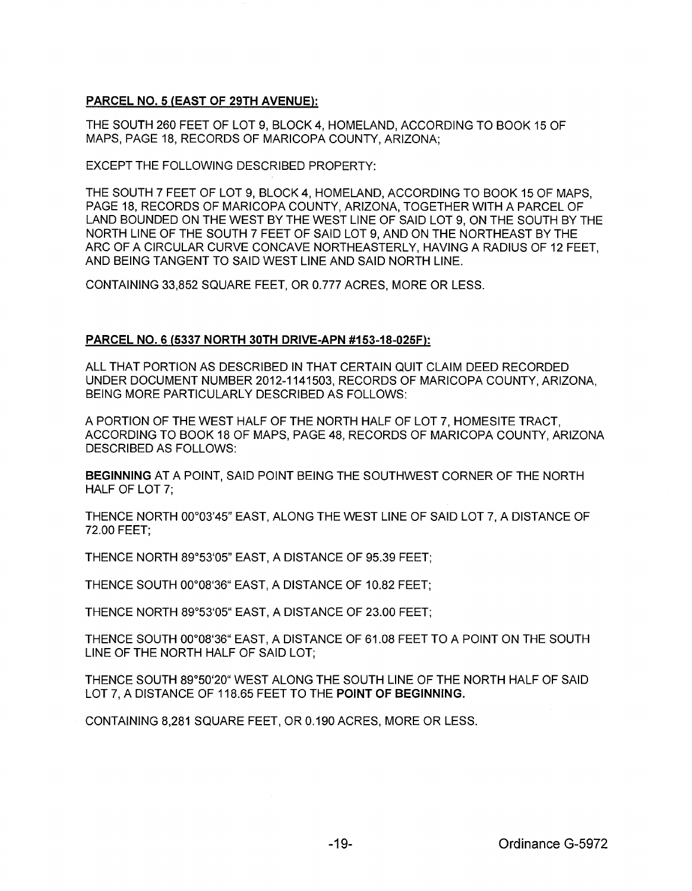**PARCEL NO. 5 (EAST OF 29TH AVENUE):**

THE SOUTH 260 FEET OF LOT 9, BLOCK 4, HOMELAND, ACCORDING TO BOOK 15 OF MAPS, PAGE 18, RECORDS OF MARICOPA COUNTY, ARIZONA;

EXCEPT THE FOLLOWING DESCRIBED PROPERTY:

THE SOUTH 7 FEET OF LOT 9, BLOCK 4, HOMELAND, ACCORDING TO BOOK 15 OF MAPS, PAGE 18, RECORDS OF MARICOPA COUNTY, ARIZONA, TOGETHER WITH A PARCEL OF LAND BOUNDED ON THE WEST BY THE WEST LINE OF SAID LOT 9, ON THE SOUTH BY THE NORTH LINE OF THE SOUTH 7 FEET OF SAID LOT 9, AND ON THE NORTHEAST BY THE ARC OF A CIRCULAR CURVE CONCAVE NORTHEASTERLY, HAVING A RADIUS OF 12 FEET, AND BEING TANGENT TO SAID WEST LINE AND SAID NORTH LINE.

CONTAINING 33,852 SQUARE FEET, OR 0.777 ACRES, MORE OR LESS.

**PARCEL NO. 6 (5337 NORTH 30TH DRIVE-APN #153-18-025F):**

ALL THAT PORTION AS DESCRIBED IN THAT CERTAIN QUIT CLAIM DEED RECORDED UNDER DOCUMENT NUMBER 2012-1141503, RECORDS OF MARICOPA COUNTY, ARIZONA, BEING MORE PARTICULARLY DESCRIBED AS FOLLOWS:

A PORTION OF THE WEST HALF OF THE NORTH HALF OF LOT 7, HOMESITE TRACT, ACCORDING TO BOOK 18 OF MAPS, PAGE 48, RECORDS OF MARICOPA COUNTY, ARIZONA DESCRIBED AS FOLLOWS:

**BEGINNING** AT A POINT, SAID POINT BEING THE SOUTHWEST CORNER OF THE NORTH HALF OF LOT 7;

THENCE NORTH 00°03'45" EAST, ALONG THE WEST LINE OF SAID LOT 7, A DISTANCE OF 72.00 FEET;

THENCE NORTH 89°53'05" EAST, A DISTANCE OF 95.39 FEET;

THENCE SOUTH 00°08'36" EAST, A DISTANCE OF 10.82 FEET;

THENCE NORTH 89°53'05" EAST, A DISTANCE OF 23.00 FEET;

THENCE SOUTH 00°08'36" EAST, A DISTANCE OF 61.08 FEET TO A POINT ON THE SOUTH LINE OF THE NORTH HALF OF SAID LOT;

THENCE SOUTH 89°50'20" WEST ALONG THE SOUTH LINE OF THE NORTH HALF OF SAID LOT 7, A DISTANCE OF 118.65 FEET TO THE **POINT OF BEGINNING.**

CONTAINING 8,281 SQUARE FEET, OR 0.190 ACRES, MORE OR LESS.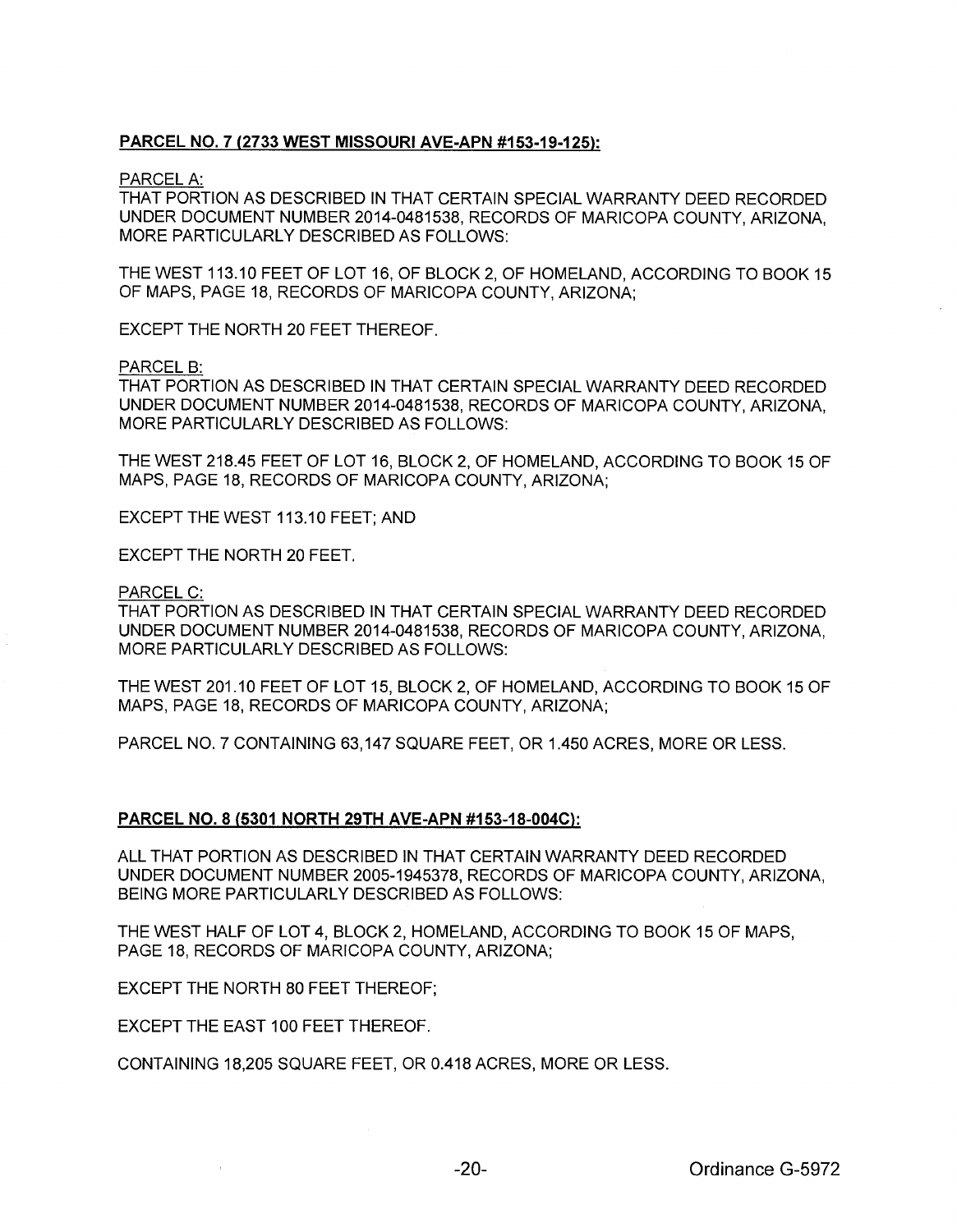**PARCEL NO. 7 (2733 WEST MISSOURI AVE-APN #153-19-125):**

PARCEL A:
THAT PORTION AS DESCRIBED IN THAT CERTAIN SPECIAL WARRANTY DEED RECORDED UNDER DOCUMENT NUMBER 2014-0481538, RECORDS OF MARICOPA COUNTY, ARIZONA, MORE PARTICULARLY DESCRIBED AS FOLLOWS:

THE WEST 113.10 FEET OF LOT 16, OF BLOCK 2, OF HOMELAND, ACCORDING TO BOOK 15 OF MAPS, PAGE 18, RECORDS OF MARICOPA COUNTY, ARIZONA;

EXCEPT THE NORTH 20 FEET THEREOF.

PARCEL B:
THAT PORTION AS DESCRIBED IN THAT CERTAIN SPECIAL WARRANTY DEED RECORDED UNDER DOCUMENT NUMBER 2014-0481538, RECORDS OF MARICOPA COUNTY, ARIZONA, MORE PARTICULARLY DESCRIBED AS FOLLOWS:

THE WEST 218.45 FEET OF LOT 16, BLOCK 2, OF HOMELAND, ACCORDING TO BOOK 15 OF MAPS, PAGE 18, RECORDS OF MARICOPA COUNTY, ARIZONA;

EXCEPT THE WEST 113.10 FEET; AND

EXCEPT THE NORTH 20 FEET.

PARCEL C:
THAT PORTION AS DESCRIBED IN THAT CERTAIN SPECIAL WARRANTY DEED RECORDED UNDER DOCUMENT NUMBER 2014-0481538, RECORDS OF MARICOPA COUNTY, ARIZONA, MORE PARTICULARLY DESCRIBED AS FOLLOWS:

THE WEST 201.10 FEET OF LOT 15, BLOCK 2, OF HOMELAND, ACCORDING TO BOOK 15 OF MAPS, PAGE 18, RECORDS OF MARICOPA COUNTY, ARIZONA;

PARCEL NO. 7 CONTAINING 63,147 SQUARE FEET, OR 1.450 ACRES, MORE OR LESS.

**PARCEL NO. 8 (5301 NORTH 29TH AVE-APN #153-18-004C):**

ALL THAT PORTION AS DESCRIBED IN THAT CERTAIN WARRANTY DEED RECORDED UNDER DOCUMENT NUMBER 2005-1945378, RECORDS OF MARICOPA COUNTY, ARIZONA, BEING MORE PARTICULARLY DESCRIBED AS FOLLOWS:

THE WEST HALF OF LOT 4, BLOCK 2, HOMELAND, ACCORDING TO BOOK 15 OF MAPS, PAGE 18, RECORDS OF MARICOPA COUNTY, ARIZONA;

EXCEPT THE NORTH 80 FEET THEREOF;

EXCEPT THE EAST 100 FEET THEREOF.

CONTAINING 18,205 SQUARE FEET, OR 0.418 ACRES, MORE OR LESS.

Ordinance G-5972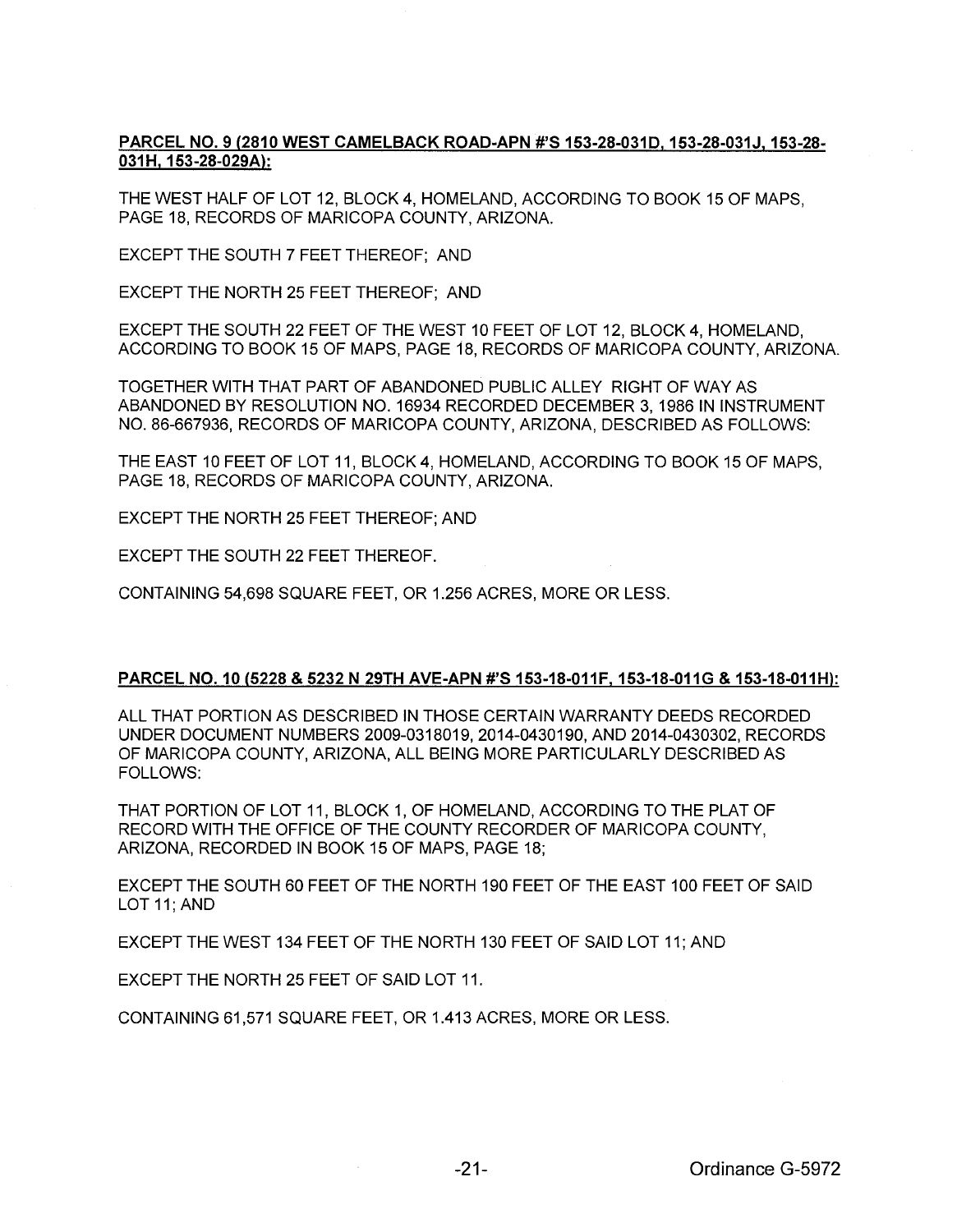**PARCEL NO. 9 (2810 WEST CAMELBACK ROAD-APN #'S 153-28-031D, 153-28-031J, 153-28-031H, 153-28-029A):**

THE WEST HALF OF LOT 12, BLOCK 4, HOMELAND, ACCORDING TO BOOK 15 OF MAPS, PAGE 18, RECORDS OF MARICOPA COUNTY, ARIZONA.

EXCEPT THE SOUTH 7 FEET THEREOF; AND

EXCEPT THE NORTH 25 FEET THEREOF; AND

EXCEPT THE SOUTH 22 FEET OF THE WEST 10 FEET OF LOT 12, BLOCK 4, HOMELAND, ACCORDING TO BOOK 15 OF MAPS, PAGE 18, RECORDS OF MARICOPA COUNTY, ARIZONA.

TOGETHER WITH THAT PART OF ABANDONED PUBLIC ALLEY RIGHT OF WAY AS ABANDONED BY RESOLUTION NO. 16934 RECORDED DECEMBER 3, 1986 IN INSTRUMENT NO. 86-667936, RECORDS OF MARICOPA COUNTY, ARIZONA, DESCRIBED AS FOLLOWS:

THE EAST 10 FEET OF LOT 11, BLOCK 4, HOMELAND, ACCORDING TO BOOK 15 OF MAPS, PAGE 18, RECORDS OF MARICOPA COUNTY, ARIZONA.

EXCEPT THE NORTH 25 FEET THEREOF; AND

EXCEPT THE SOUTH 22 FEET THEREOF.

CONTAINING 54,698 SQUARE FEET, OR 1.256 ACRES, MORE OR LESS.

**PARCEL NO. 10 (5228 & 5232 N 29TH AVE-APN #'S 153-18-011F, 153-18-011G & 153-18-011H):**

ALL THAT PORTION AS DESCRIBED IN THOSE CERTAIN WARRANTY DEEDS RECORDED UNDER DOCUMENT NUMBERS 2009-0318019, 2014-0430190, AND 2014-0430302, RECORDS OF MARICOPA COUNTY, ARIZONA, ALL BEING MORE PARTICULARLY DESCRIBED AS FOLLOWS:

THAT PORTION OF LOT 11, BLOCK 1, OF HOMELAND, ACCORDING TO THE PLAT OF RECORD WITH THE OFFICE OF THE COUNTY RECORDER OF MARICOPA COUNTY, ARIZONA, RECORDED IN BOOK 15 OF MAPS, PAGE 18;

EXCEPT THE SOUTH 60 FEET OF THE NORTH 190 FEET OF THE EAST 100 FEET OF SAID LOT 11; AND

EXCEPT THE WEST 134 FEET OF THE NORTH 130 FEET OF SAID LOT 11; AND

EXCEPT THE NORTH 25 FEET OF SAID LOT 11.

CONTAINING 61,571 SQUARE FEET, OR 1.413 ACRES, MORE OR LESS.

Ordinance G-5972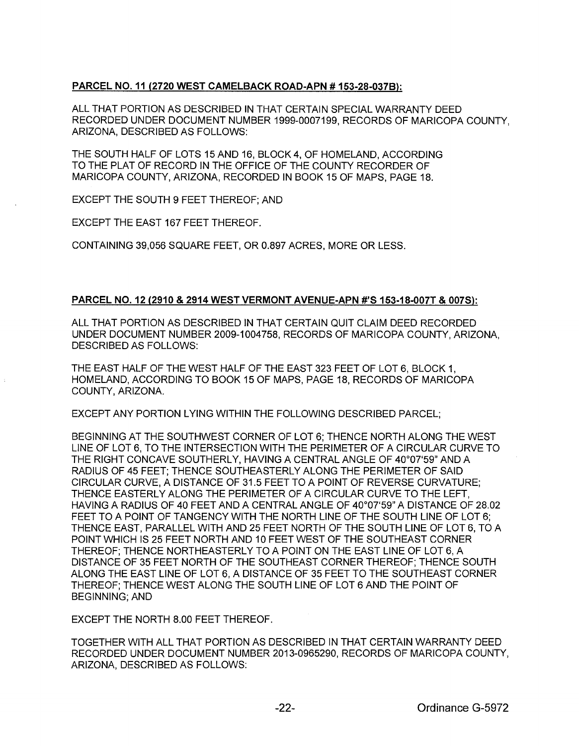**PARCEL NO. 11 (2720 WEST CAMELBACK ROAD-APN # 153-28-037B):**

ALL THAT PORTION AS DESCRIBED IN THAT CERTAIN SPECIAL WARRANTY DEED RECORDED UNDER DOCUMENT NUMBER 1999-0007199, RECORDS OF MARICOPA COUNTY, ARIZONA, DESCRIBED AS FOLLOWS:

THE SOUTH HALF OF LOTS 15 AND 16, BLOCK 4, OF HOMELAND, ACCORDING TO THE PLAT OF RECORD IN THE OFFICE OF THE COUNTY RECORDER OF MARICOPA COUNTY, ARIZONA, RECORDED IN BOOK 15 OF MAPS, PAGE 18.

EXCEPT THE SOUTH 9 FEET THEREOF; AND

EXCEPT THE EAST 167 FEET THEREOF.

CONTAINING 39,056 SQUARE FEET, OR 0.897 ACRES, MORE OR LESS.

**PARCEL NO. 12 (2910 & 2914 WEST VERMONT AVENUE-APN #'S 153-18-007T & 007S):**

ALL THAT PORTION AS DESCRIBED IN THAT CERTAIN QUIT CLAIM DEED RECORDED UNDER DOCUMENT NUMBER 2009-1004758, RECORDS OF MARICOPA COUNTY, ARIZONA, DESCRIBED AS FOLLOWS:

THE EAST HALF OF THE WEST HALF OF THE EAST 323 FEET OF LOT 6, BLOCK 1, HOMELAND, ACCORDING TO BOOK 15 OF MAPS, PAGE 18, RECORDS OF MARICOPA COUNTY, ARIZONA.

EXCEPT ANY PORTION LYING WITHIN THE FOLLOWING DESCRIBED PARCEL;

BEGINNING AT THE SOUTHWEST CORNER OF LOT 6; THENCE NORTH ALONG THE WEST LINE OF LOT 6, TO THE INTERSECTION WITH THE PERIMETER OF A CIRCULAR CURVE TO THE RIGHT CONCAVE SOUTHERLY, HAVING A CENTRAL ANGLE OF 40°07'59" AND A RADIUS OF 45 FEET; THENCE SOUTHEASTERLY ALONG THE PERIMETER OF SAID CIRCULAR CURVE, A DISTANCE OF 31.5 FEET TO A POINT OF REVERSE CURVATURE; THENCE EASTERLY ALONG THE PERIMETER OF A CIRCULAR CURVE TO THE LEFT, HAVING A RADIUS OF 40 FEET AND A CENTRAL ANGLE OF 40°07'59" A DISTANCE OF 28.02 FEET TO A POINT OF TANGENCY WITH THE NORTH LINE OF THE SOUTH LINE OF LOT 6; THENCE EAST, PARALLEL WITH AND 25 FEET NORTH OF THE SOUTH LINE OF LOT 6, TO A POINT WHICH IS 25 FEET NORTH AND 10 FEET WEST OF THE SOUTHEAST CORNER THEREOF; THENCE NORTHEASTERLY TO A POINT ON THE EAST LINE OF LOT 6, A DISTANCE OF 35 FEET NORTH OF THE SOUTHEAST CORNER THEREOF; THENCE SOUTH ALONG THE EAST LINE OF LOT 6, A DISTANCE OF 35 FEET TO THE SOUTHEAST CORNER THEREOF; THENCE WEST ALONG THE SOUTH LINE OF LOT 6 AND THE POINT OF BEGINNING; AND

EXCEPT THE NORTH 8.00 FEET THEREOF.

TOGETHER WITH ALL THAT PORTION AS DESCRIBED IN THAT CERTAIN WARRANTY DEED RECORDED UNDER DOCUMENT NUMBER 2013-0965290, RECORDS OF MARICOPA COUNTY, ARIZONA, DESCRIBED AS FOLLOWS: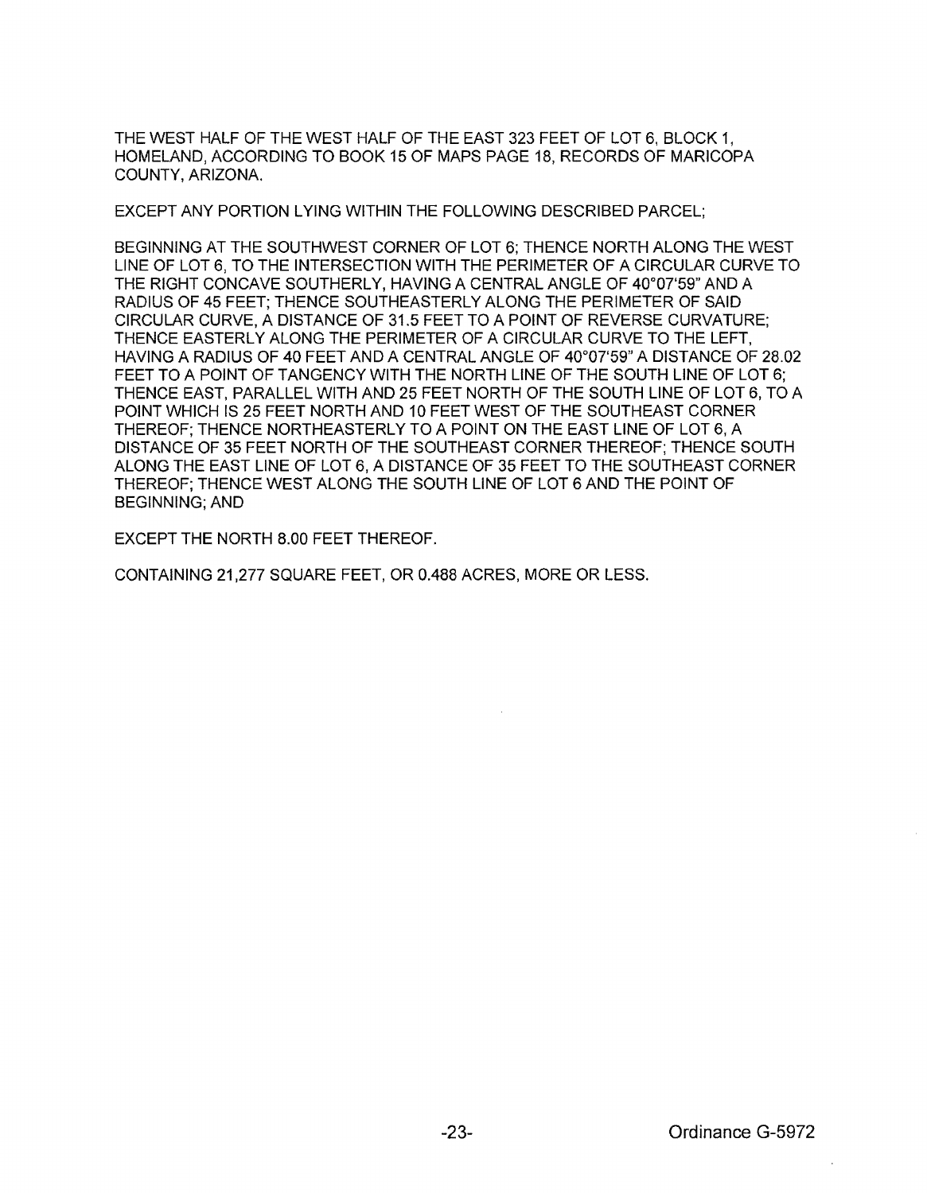THE WEST HALF OF THE WEST HALF OF THE EAST 323 FEET OF LOT 6, BLOCK 1, HOMELAND, ACCORDING TO BOOK 15 OF MAPS PAGE 18, RECORDS OF MARICOPA COUNTY, ARIZONA.

EXCEPT ANY PORTION LYING WITHIN THE FOLLOWING DESCRIBED PARCEL;

BEGINNING AT THE SOUTHWEST CORNER OF LOT 6; THENCE NORTH ALONG THE WEST LINE OF LOT 6, TO THE INTERSECTION WITH THE PERIMETER OF A CIRCULAR CURVE TO THE RIGHT CONCAVE SOUTHERLY, HAVING A CENTRAL ANGLE OF 40°07'59" AND A RADIUS OF 45 FEET; THENCE SOUTHEASTERLY ALONG THE PERIMETER OF SAID CIRCULAR CURVE, A DISTANCE OF 31.5 FEET TO A POINT OF REVERSE CURVATURE; THENCE EASTERLY ALONG THE PERIMETER OF A CIRCULAR CURVE TO THE LEFT, HAVING A RADIUS OF 40 FEET AND A CENTRAL ANGLE OF 40°07'59" A DISTANCE OF 28.02 FEET TO A POINT OF TANGENCY WITH THE NORTH LINE OF THE SOUTH LINE OF LOT 6; THENCE EAST, PARALLEL WITH AND 25 FEET NORTH OF THE SOUTH LINE OF LOT 6, TO A POINT WHICH IS 25 FEET NORTH AND 10 FEET WEST OF THE SOUTHEAST CORNER THEREOF; THENCE NORTHEASTERLY TO A POINT ON THE EAST LINE OF LOT 6, A DISTANCE OF 35 FEET NORTH OF THE SOUTHEAST CORNER THEREOF; THENCE SOUTH ALONG THE EAST LINE OF LOT 6, A DISTANCE OF 35 FEET TO THE SOUTHEAST CORNER THEREOF; THENCE WEST ALONG THE SOUTH LINE OF LOT 6 AND THE POINT OF BEGINNING; AND

EXCEPT THE NORTH 8.00 FEET THEREOF.

CONTAINING 21,277 SQUARE FEET, OR 0.488 ACRES, MORE OR LESS.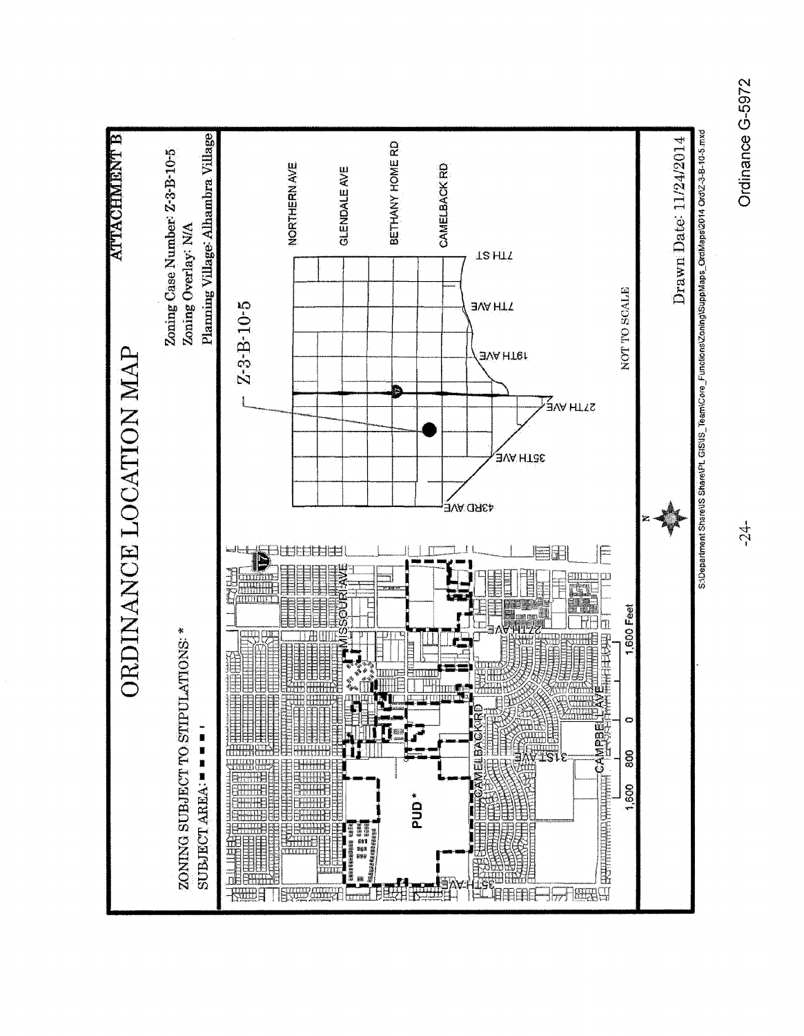# ORDINANCE LOCATION MAP

**ATTACHMENT B**

ZONING SUBJECT TO STIPULATIONS: *

SUBJECT AREA:

Zoning Case Number: Z-3-B-10-5

Zoning Overlay: N/A

Planning Village: Alhambra Village

MISSOURI AVE

CAMELBACK RD

CAMPBELL AVE

35TH AVE

31ST AVE

27TH AVE

PUD *

1,600 800 0 1,600 Feet

Z-3-B-10-5

NORTHERN AVE

GLENDALE AVE

BETHANY HOME RD

CAMELBACK RD

43RD AVE

35TH AVE

27TH AVE

19TH AVE

7TH AVE

7TH ST

NOT TO SCALE

N

Drawn Date: 11/24/2014

S:\Department Share\IS Share\PL GIS\IS_Team\Core_Functions\Zoning\SuppMaps_OrdMaps\2014 Ord\Z-3-B-10-5.mxd

Ordinance G-5972